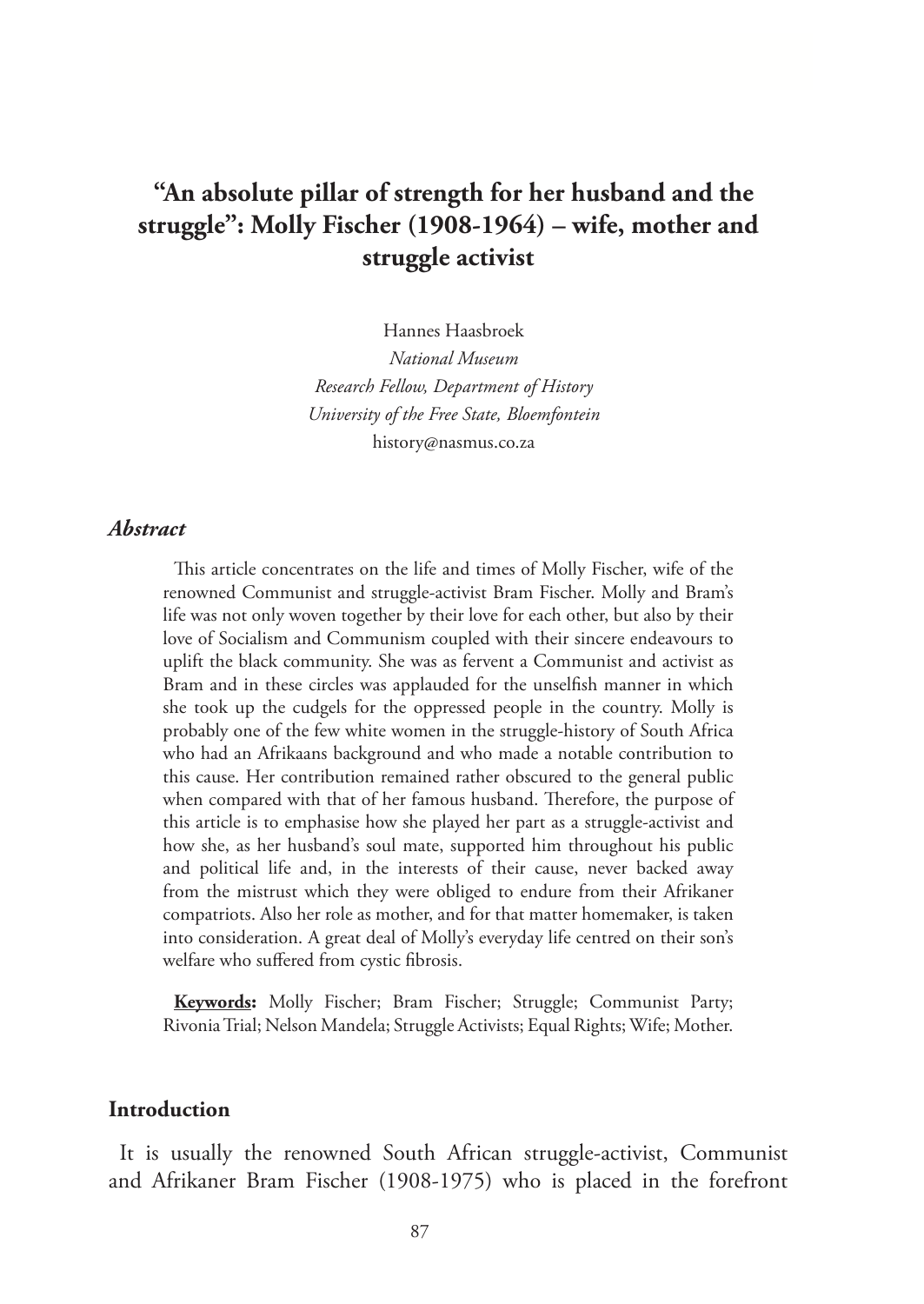# "An absolute pillar of strength for her husband and the struggle": Molly Fischer (1908-1964) – wife, mother and struggle activist

Hannes Haasbroek
*National Museum*
*Research Fellow, Department of History*
*University of the Free State, Bloemfontein*
history@nasmus.co.za

### *Abstract*

This article concentrates on the life and times of Molly Fischer, wife of the renowned Communist and struggle-activist Bram Fischer. Molly and Bram's life was not only woven together by their love for each other, but also by their love of Socialism and Communism coupled with their sincere endeavours to uplift the black community. She was as fervent a Communist and activist as Bram and in these circles was applauded for the unselfish manner in which she took up the cudgels for the oppressed people in the country. Molly is probably one of the few white women in the struggle-history of South Africa who had an Afrikaans background and who made a notable contribution to this cause. Her contribution remained rather obscured to the general public when compared with that of her famous husband. Therefore, the purpose of this article is to emphasise how she played her part as a struggle-activist and how she, as her husband's soul mate, supported him throughout his public and political life and, in the interests of their cause, never backed away from the mistrust which they were obliged to endure from their Afrikaner compatriots. Also her role as mother, and for that matter homemaker, is taken into consideration. A great deal of Molly's everyday life centred on their son's welfare who suffered from cystic fibrosis.

**Keywords:** Molly Fischer; Bram Fischer; Struggle; Communist Party; Rivonia Trial; Nelson Mandela; Struggle Activists; Equal Rights; Wife; Mother.

### Introduction

It is usually the renowned South African struggle-activist, Communist and Afrikaner Bram Fischer (1908-1975) who is placed in the forefront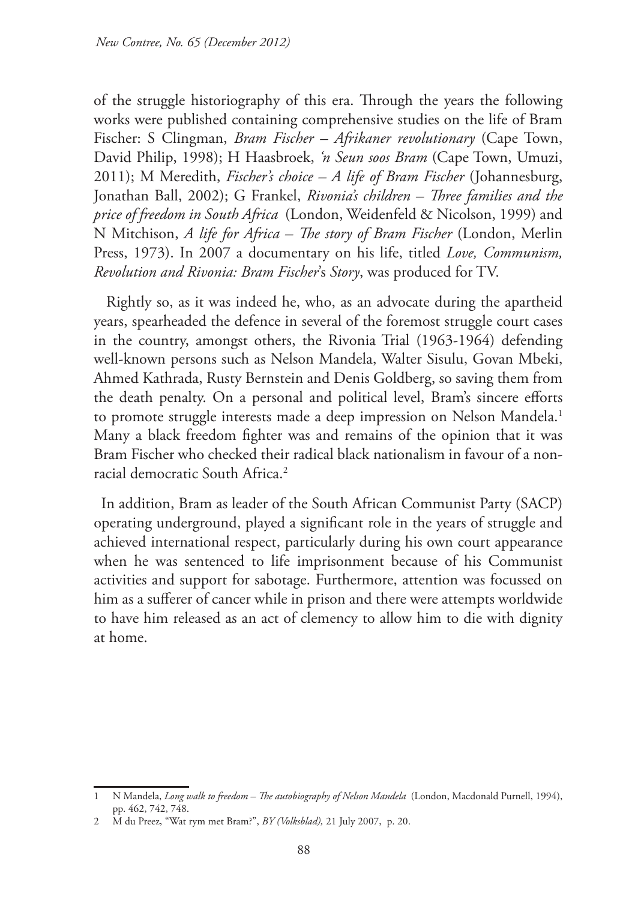of the struggle historiography of this era. Through the years the following works were published containing comprehensive studies on the life of Bram Fischer: S Clingman, *Bram Fischer – Afrikaner revolutionary* (Cape Town, David Philip, 1998); H Haasbroek, *'n Seun soos Bram* (Cape Town, Umuzi, 2011); M Meredith, *Fischer's choice – A life of Bram Fischer* (Johannesburg, Jonathan Ball, 2002); G Frankel, *Rivonia's children – Three families and the price of freedom in South Africa* (London, Weidenfeld & Nicolson, 1999) and N Mitchison, *A life for Africa – The story of Bram Fischer* (London, Merlin Press, 1973). In 2007 a documentary on his life, titled *Love, Communism, Revolution and Rivonia: Bram Fischer*'s *Story*, was produced for TV.

Rightly so, as it was indeed he, who, as an advocate during the apartheid years, spearheaded the defence in several of the foremost struggle court cases in the country, amongst others, the Rivonia Trial (1963-1964) defending well-known persons such as Nelson Mandela, Walter Sisulu, Govan Mbeki, Ahmed Kathrada, Rusty Bernstein and Denis Goldberg, so saving them from the death penalty. On a personal and political level, Bram's sincere efforts to promote struggle interests made a deep impression on Nelson Mandela.[1] Many a black freedom fighter was and remains of the opinion that it was Bram Fischer who checked their radical black nationalism in favour of a non-racial democratic South Africa.[2]

In addition, Bram as leader of the South African Communist Party (SACP) operating underground, played a significant role in the years of struggle and achieved international respect, particularly during his own court appearance when he was sentenced to life imprisonment because of his Communist activities and support for sabotage. Furthermore, attention was focussed on him as a sufferer of cancer while in prison and there were attempts worldwide to have him released as an act of clemency to allow him to die with dignity at home.

---

1 N Mandela, *Long walk to freedom – The autobiography of Nelson Mandela* (London, Macdonald Purnell, 1994), pp. 462, 742, 748.

2 M du Preez, "Wat rym met Bram?", *BY (Volksblad),* 21 July 2007, p. 20.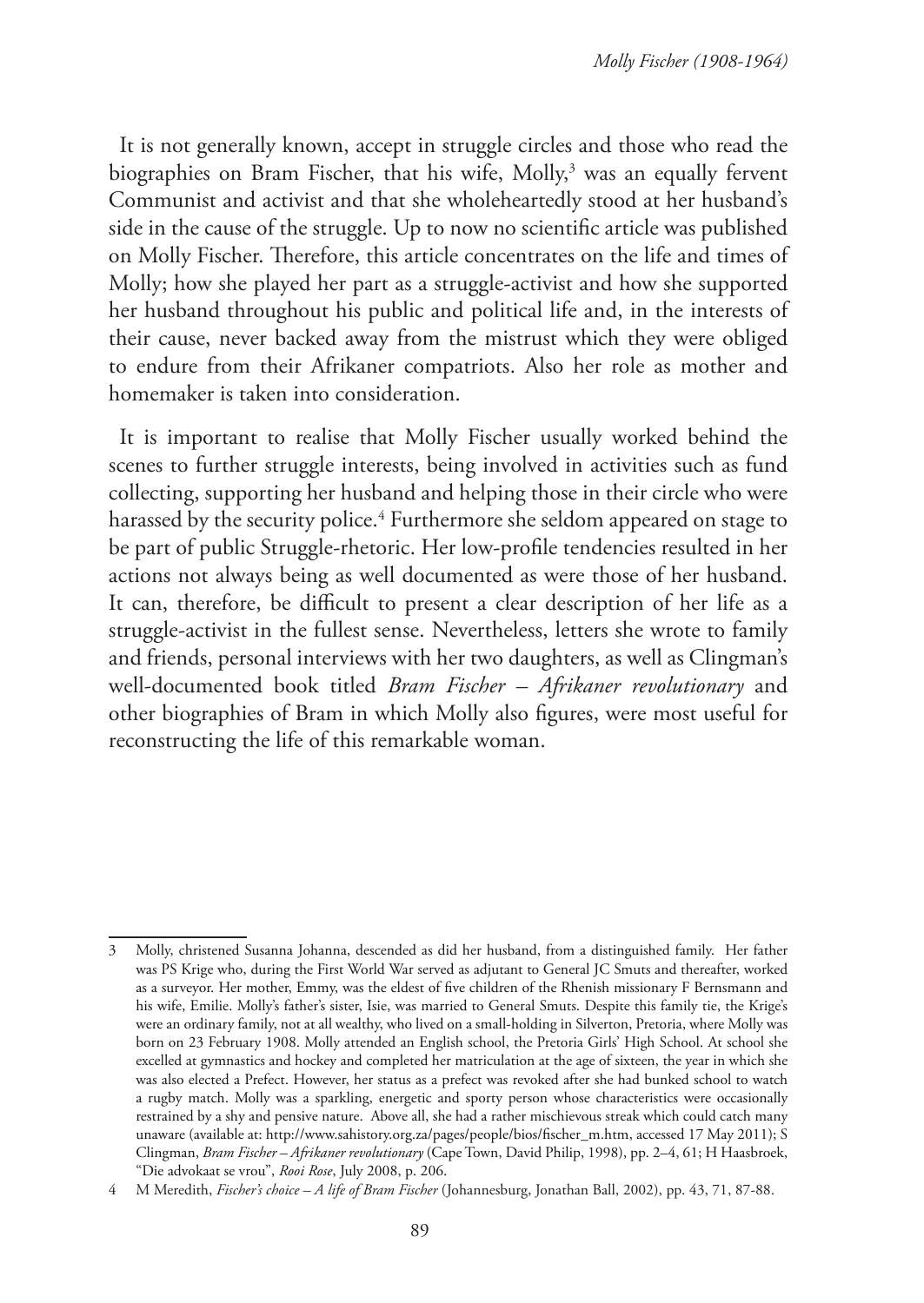It is not generally known, accept in struggle circles and those who read the biographies on Bram Fischer, that his wife, Molly,[3] was an equally fervent Communist and activist and that she wholeheartedly stood at her husband's side in the cause of the struggle. Up to now no scientific article was published on Molly Fischer. Therefore, this article concentrates on the life and times of Molly; how she played her part as a struggle-activist and how she supported her husband throughout his public and political life and, in the interests of their cause, never backed away from the mistrust which they were obliged to endure from their Afrikaner compatriots. Also her role as mother and homemaker is taken into consideration.

It is important to realise that Molly Fischer usually worked behind the scenes to further struggle interests, being involved in activities such as fund collecting, supporting her husband and helping those in their circle who were harassed by the security police.[4] Furthermore she seldom appeared on stage to be part of public Struggle-rhetoric. Her low-profile tendencies resulted in her actions not always being as well documented as were those of her husband. It can, therefore, be difficult to present a clear description of her life as a struggle-activist in the fullest sense. Nevertheless, letters she wrote to family and friends, personal interviews with her two daughters, as well as Clingman's well-documented book titled *Bram Fischer – Afrikaner revolutionary* and other biographies of Bram in which Molly also figures, were most useful for reconstructing the life of this remarkable woman.

---

3 Molly, christened Susanna Johanna, descended as did her husband, from a distinguished family. Her father was PS Krige who, during the First World War served as adjutant to General JC Smuts and thereafter, worked as a surveyor. Her mother, Emmy, was the eldest of five children of the Rhenish missionary F Bernsmann and his wife, Emilie. Molly's father's sister, Isie, was married to General Smuts. Despite this family tie, the Krige's were an ordinary family, not at all wealthy, who lived on a small-holding in Silverton, Pretoria, where Molly was born on 23 February 1908. Molly attended an English school, the Pretoria Girls' High School. At school she excelled at gymnastics and hockey and completed her matriculation at the age of sixteen, the year in which she was also elected a Prefect. However, her status as a prefect was revoked after she had bunked school to watch a rugby match. Molly was a sparkling, energetic and sporty person whose characteristics were occasionally restrained by a shy and pensive nature. Above all, she had a rather mischievous streak which could catch many unaware (available at: http://www.sahistory.org.za/pages/people/bios/fischer_m.htm, accessed 17 May 2011); S Clingman, *Bram Fischer – Afrikaner revolutionary* (Cape Town, David Philip, 1998), pp. 2–4, 61; H Haasbroek, "Die advokaat se vrou", *Rooi Rose*, July 2008, p. 206.

4 M Meredith, *Fischer's choice – A life of Bram Fischer* (Johannesburg, Jonathan Ball, 2002), pp. 43, 71, 87-88.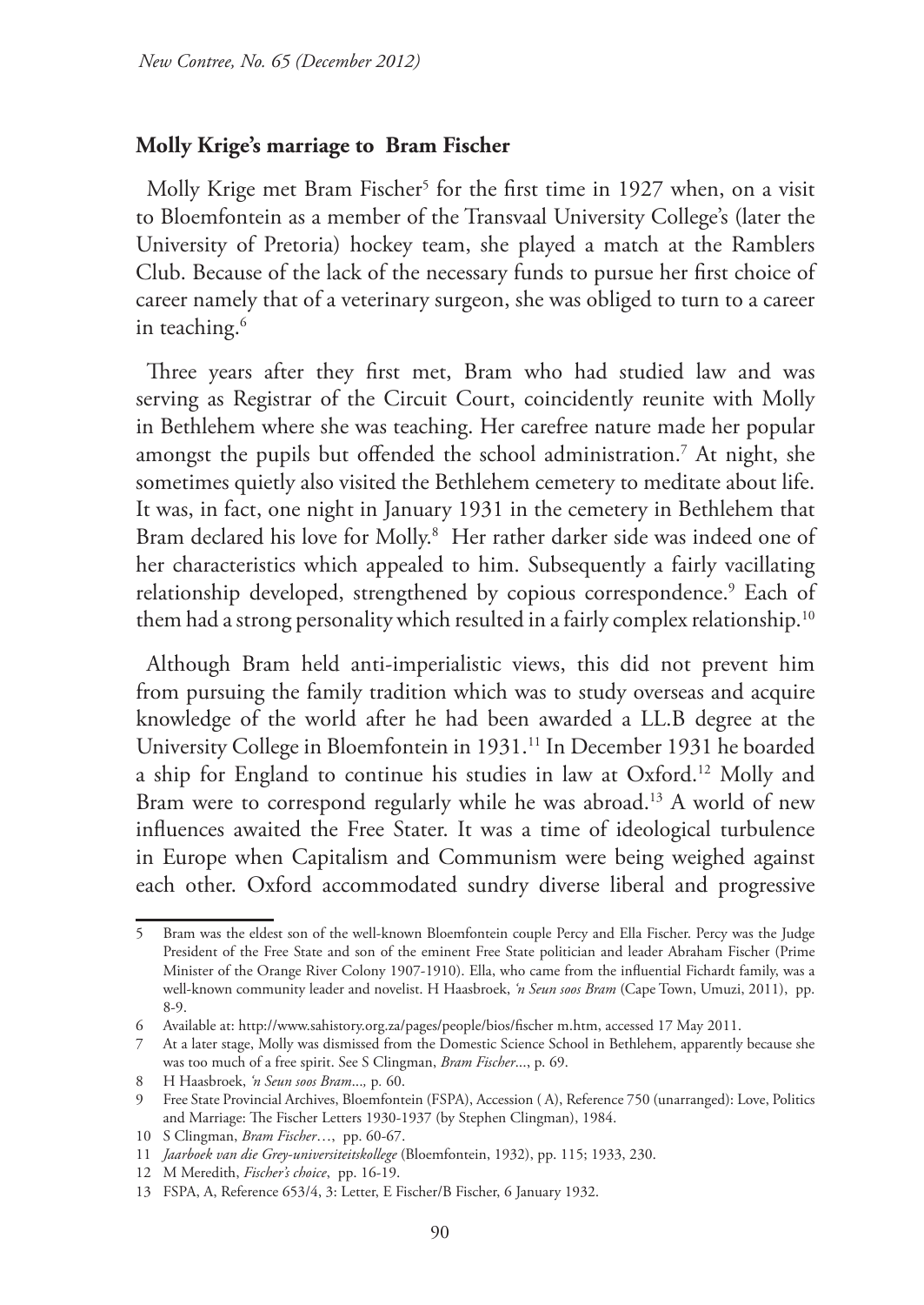## Molly Krige's marriage to Bram Fischer

Molly Krige met Bram Fischer[5] for the first time in 1927 when, on a visit to Bloemfontein as a member of the Transvaal University College's (later the University of Pretoria) hockey team, she played a match at the Ramblers Club. Because of the lack of the necessary funds to pursue her first choice of career namely that of a veterinary surgeon, she was obliged to turn to a career in teaching.[6]

Three years after they first met, Bram who had studied law and was serving as Registrar of the Circuit Court, coincidently reunite with Molly in Bethlehem where she was teaching. Her carefree nature made her popular amongst the pupils but offended the school administration.[7] At night, she sometimes quietly also visited the Bethlehem cemetery to meditate about life. It was, in fact, one night in January 1931 in the cemetery in Bethlehem that Bram declared his love for Molly.[8] Her rather darker side was indeed one of her characteristics which appealed to him. Subsequently a fairly vacillating relationship developed, strengthened by copious correspondence.[9] Each of them had a strong personality which resulted in a fairly complex relationship.[10]

Although Bram held anti-imperialistic views, this did not prevent him from pursuing the family tradition which was to study overseas and acquire knowledge of the world after he had been awarded a LL.B degree at the University College in Bloemfontein in 1931.[11] In December 1931 he boarded a ship for England to continue his studies in law at Oxford.[12] Molly and Bram were to correspond regularly while he was abroad.[13] A world of new influences awaited the Free Stater. It was a time of ideological turbulence in Europe when Capitalism and Communism were being weighed against each other. Oxford accommodated sundry diverse liberal and progressive

---

5 Bram was the eldest son of the well-known Bloemfontein couple Percy and Ella Fischer. Percy was the Judge President of the Free State and son of the eminent Free State politician and leader Abraham Fischer (Prime Minister of the Orange River Colony 1907-1910). Ella, who came from the influential Fichardt family, was a well-known community leader and novelist. H Haasbroek, *'n Seun soos Bram* (Cape Town, Umuzi, 2011), pp. 8-9.

6 Available at: http://www.sahistory.org.za/pages/people/bios/fischer m.htm, accessed 17 May 2011.

7 At a later stage, Molly was dismissed from the Domestic Science School in Bethlehem, apparently because she was too much of a free spirit. See S Clingman, *Bram Fischer*..., p. 69.

8 H Haasbroek, *'n Seun soos Bram*..., p. 60.

9 Free State Provincial Archives, Bloemfontein (FSPA), Accession ( A), Reference 750 (unarranged): Love, Politics and Marriage: The Fischer Letters 1930-1937 (by Stephen Clingman), 1984.

10 S Clingman, *Bram Fischer*…, pp. 60-67.

11 *Jaarboek van die Grey-universiteitskollege* (Bloemfontein, 1932), pp. 115; 1933, 230.

12 M Meredith, *Fischer's choice*, pp. 16-19.

13 FSPA, A, Reference 653/4, 3: Letter, E Fischer/B Fischer, 6 January 1932.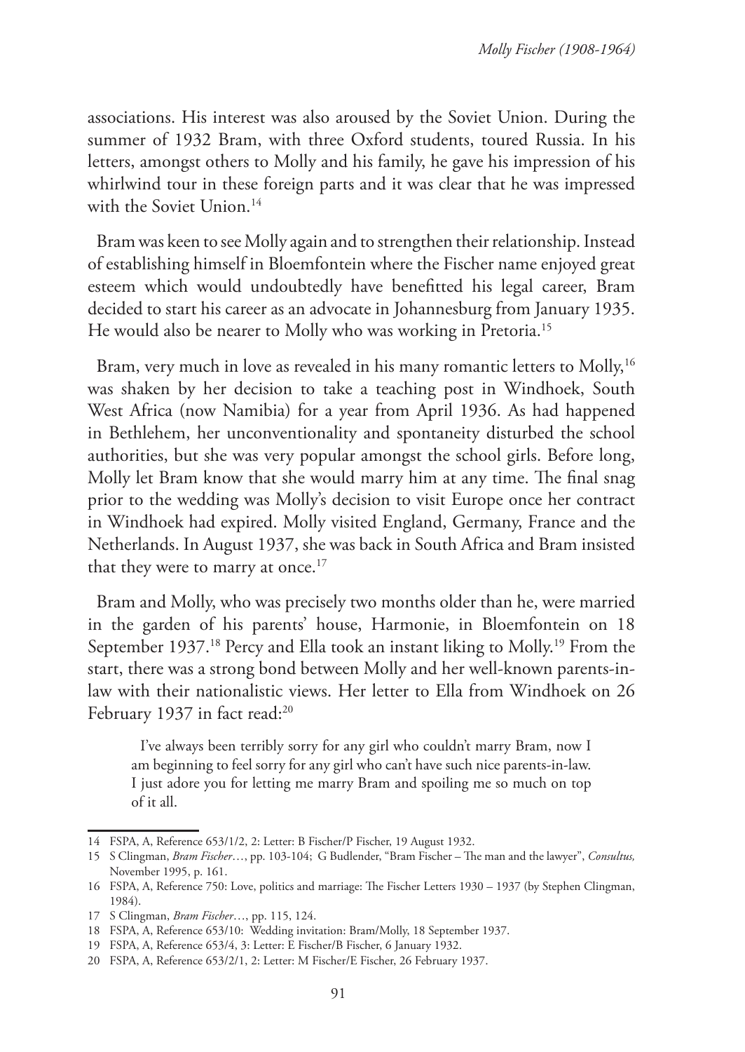associations. His interest was also aroused by the Soviet Union. During the summer of 1932 Bram, with three Oxford students, toured Russia. In his letters, amongst others to Molly and his family, he gave his impression of his whirlwind tour in these foreign parts and it was clear that he was impressed with the Soviet Union.[14]

Bram was keen to see Molly again and to strengthen their relationship. Instead of establishing himself in Bloemfontein where the Fischer name enjoyed great esteem which would undoubtedly have benefitted his legal career, Bram decided to start his career as an advocate in Johannesburg from January 1935. He would also be nearer to Molly who was working in Pretoria.[15]

Bram, very much in love as revealed in his many romantic letters to Molly,[16] was shaken by her decision to take a teaching post in Windhoek, South West Africa (now Namibia) for a year from April 1936. As had happened in Bethlehem, her unconventionality and spontaneity disturbed the school authorities, but she was very popular amongst the school girls. Before long, Molly let Bram know that she would marry him at any time. The final snag prior to the wedding was Molly's decision to visit Europe once her contract in Windhoek had expired. Molly visited England, Germany, France and the Netherlands. In August 1937, she was back in South Africa and Bram insisted that they were to marry at once.[17]

Bram and Molly, who was precisely two months older than he, were married in the garden of his parents' house, Harmonie, in Bloemfontein on 18 September 1937.[18] Percy and Ella took an instant liking to Molly.[19] From the start, there was a strong bond between Molly and her well-known parents-in-law with their nationalistic views. Her letter to Ella from Windhoek on 26 February 1937 in fact read:[20]

> I've always been terribly sorry for any girl who couldn't marry Bram, now I am beginning to feel sorry for any girl who can't have such nice parents-in-law. I just adore you for letting me marry Bram and spoiling me so much on top of it all.

---

14 FSPA, A, Reference 653/1/2, 2: Letter: B Fischer/P Fischer, 19 August 1932.

15 S Clingman, *Bram Fischer*…, pp. 103-104; G Budlender, "Bram Fischer – The man and the lawyer", *Consultus,* November 1995, p. 161.

16 FSPA, A, Reference 750: Love, politics and marriage: The Fischer Letters 1930 – 1937 (by Stephen Clingman, 1984).

17 S Clingman, *Bram Fischer*…, pp. 115, 124.

18 FSPA, A, Reference 653/10: Wedding invitation: Bram/Molly, 18 September 1937.

19 FSPA, A, Reference 653/4, 3: Letter: E Fischer/B Fischer, 6 January 1932.

20 FSPA, A, Reference 653/2/1, 2: Letter: M Fischer/E Fischer, 26 February 1937.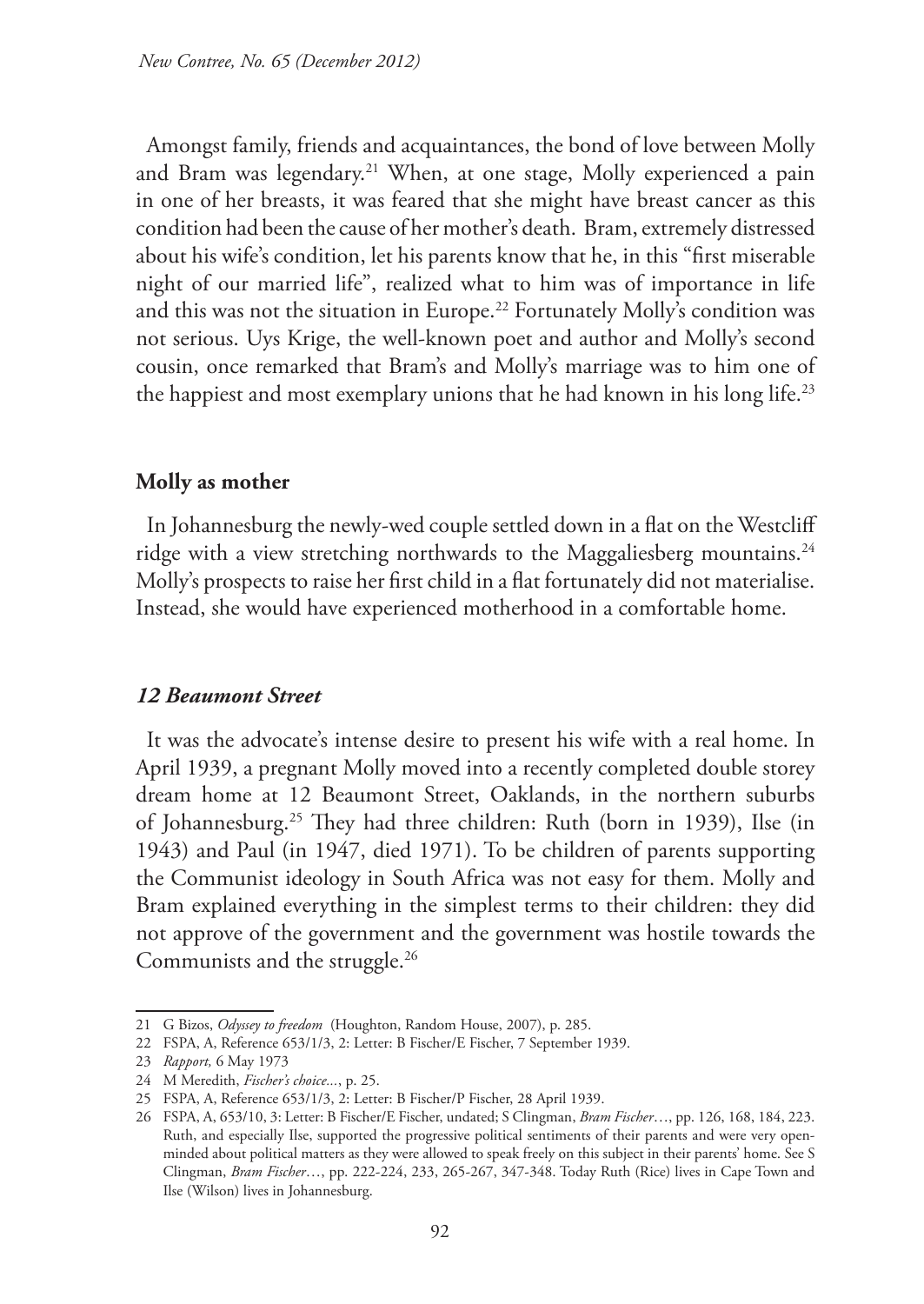Amongst family, friends and acquaintances, the bond of love between Molly and Bram was legendary.[21] When, at one stage, Molly experienced a pain in one of her breasts, it was feared that she might have breast cancer as this condition had been the cause of her mother's death. Bram, extremely distressed about his wife's condition, let his parents know that he, in this "first miserable night of our married life", realized what to him was of importance in life and this was not the situation in Europe.[22] Fortunately Molly's condition was not serious. Uys Krige, the well-known poet and author and Molly's second cousin, once remarked that Bram's and Molly's marriage was to him one of the happiest and most exemplary unions that he had known in his long life.[23]

## Molly as mother

In Johannesburg the newly-wed couple settled down in a flat on the Westcliff ridge with a view stretching northwards to the Maggaliesberg mountains.[24] Molly's prospects to raise her first child in a flat fortunately did not materialise. Instead, she would have experienced motherhood in a comfortable home.

### *12 Beaumont Street*

It was the advocate's intense desire to present his wife with a real home. In April 1939, a pregnant Molly moved into a recently completed double storey dream home at 12 Beaumont Street, Oaklands, in the northern suburbs of Johannesburg.[25] They had three children: Ruth (born in 1939), Ilse (in 1943) and Paul (in 1947, died 1971). To be children of parents supporting the Communist ideology in South Africa was not easy for them. Molly and Bram explained everything in the simplest terms to their children: they did not approve of the government and the government was hostile towards the Communists and the struggle.[26]

---

21 G Bizos, *Odyssey to freedom* (Houghton, Random House, 2007), p. 285.

22 FSPA, A, Reference 653/1/3, 2: Letter: B Fischer/E Fischer, 7 September 1939.

23 *Rapport,* 6 May 1973

24 M Meredith, *Fischer's choice...*, p. 25.

25 FSPA, A, Reference 653/1/3, 2: Letter: B Fischer/P Fischer, 28 April 1939.

26 FSPA, A, 653/10, 3: Letter: B Fischer/E Fischer, undated; S Clingman, *Bram Fischer*…, pp. 126, 168, 184, 223. Ruth, and especially Ilse, supported the progressive political sentiments of their parents and were very open-minded about political matters as they were allowed to speak freely on this subject in their parents' home. See S Clingman, *Bram Fischer*…, pp. 222-224, 233, 265-267, 347-348. Today Ruth (Rice) lives in Cape Town and Ilse (Wilson) lives in Johannesburg.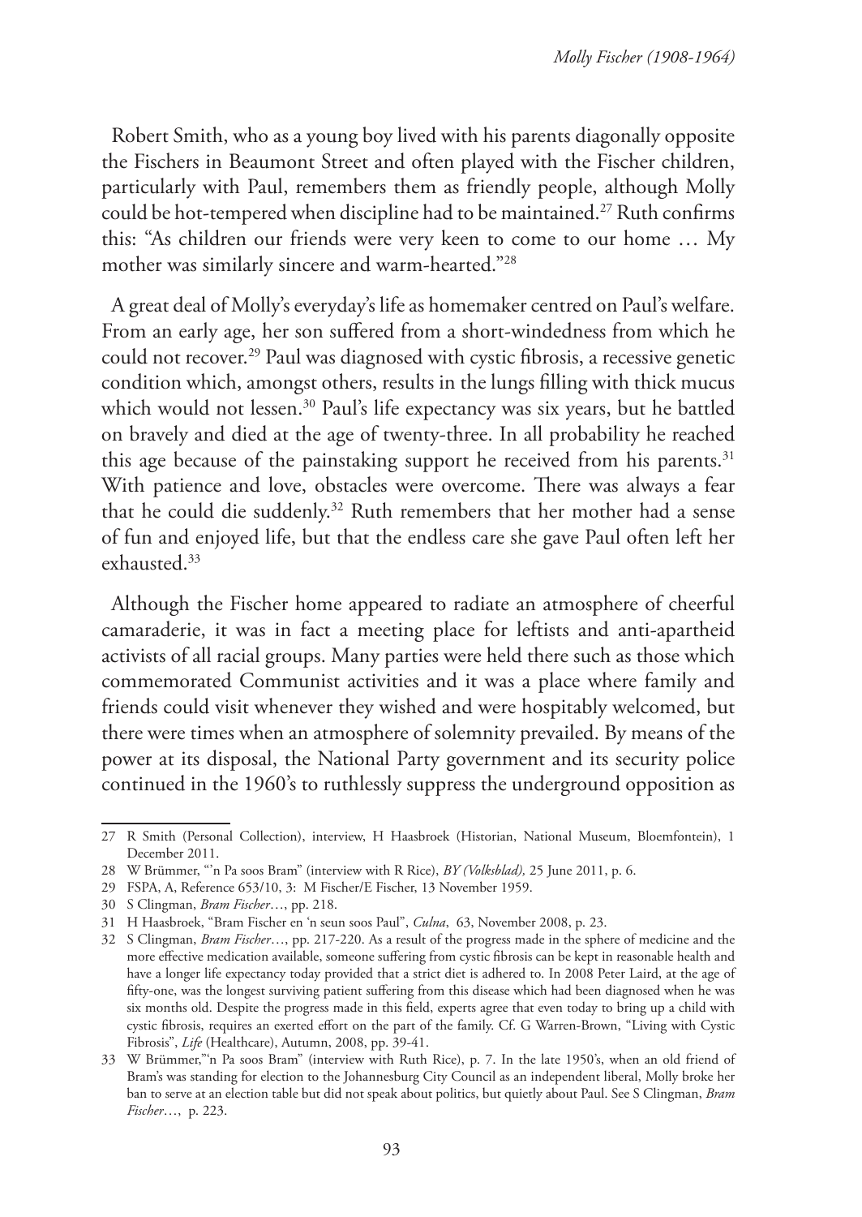Robert Smith, who as a young boy lived with his parents diagonally opposite the Fischers in Beaumont Street and often played with the Fischer children, particularly with Paul, remembers them as friendly people, although Molly could be hot-tempered when discipline had to be maintained.[27] Ruth confirms this: "As children our friends were very keen to come to our home … My mother was similarly sincere and warm-hearted."[28]

A great deal of Molly's everyday's life as homemaker centred on Paul's welfare. From an early age, her son suffered from a short-windedness from which he could not recover.[29] Paul was diagnosed with cystic fibrosis, a recessive genetic condition which, amongst others, results in the lungs filling with thick mucus which would not lessen.[30] Paul's life expectancy was six years, but he battled on bravely and died at the age of twenty-three. In all probability he reached this age because of the painstaking support he received from his parents.[31] With patience and love, obstacles were overcome. There was always a fear that he could die suddenly.[32] Ruth remembers that her mother had a sense of fun and enjoyed life, but that the endless care she gave Paul often left her exhausted.[33]

Although the Fischer home appeared to radiate an atmosphere of cheerful camaraderie, it was in fact a meeting place for leftists and anti-apartheid activists of all racial groups. Many parties were held there such as those which commemorated Communist activities and it was a place where family and friends could visit whenever they wished and were hospitably welcomed, but there were times when an atmosphere of solemnity prevailed. By means of the power at its disposal, the National Party government and its security police continued in the 1960's to ruthlessly suppress the underground opposition as

---

27 R Smith (Personal Collection), interview, H Haasbroek (Historian, National Museum, Bloemfontein), 1 December 2011.

28 W Brümmer, "'n Pa soos Bram" (interview with R Rice), *BY (Volksblad),* 25 June 2011, p. 6.

29 FSPA, A, Reference 653/10, 3: M Fischer/E Fischer, 13 November 1959.

30 S Clingman, *Bram Fischer*…, pp. 218.

31 H Haasbroek, "Bram Fischer en 'n seun soos Paul", *Culna*, 63, November 2008, p. 23.

32 S Clingman, *Bram Fischer*…, pp. 217-220. As a result of the progress made in the sphere of medicine and the more effective medication available, someone suffering from cystic fibrosis can be kept in reasonable health and have a longer life expectancy today provided that a strict diet is adhered to. In 2008 Peter Laird, at the age of fifty-one, was the longest surviving patient suffering from this disease which had been diagnosed when he was six months old. Despite the progress made in this field, experts agree that even today to bring up a child with cystic fibrosis, requires an exerted effort on the part of the family. Cf. G Warren-Brown, "Living with Cystic Fibrosis", *Life* (Healthcare), Autumn, 2008, pp. 39-41.

33 W Brümmer,"'n Pa soos Bram" (interview with Ruth Rice), p. 7. In the late 1950's, when an old friend of Bram's was standing for election to the Johannesburg City Council as an independent liberal, Molly broke her ban to serve at an election table but did not speak about politics, but quietly about Paul. See S Clingman, *Bram Fischer*…, p. 223.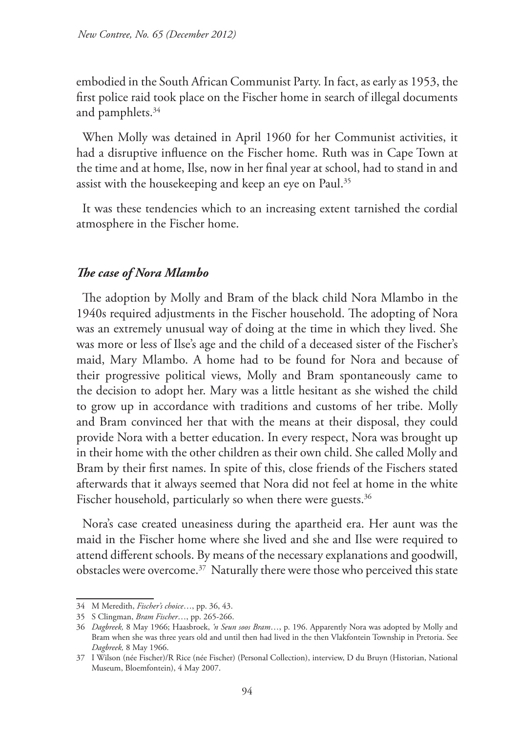embodied in the South African Communist Party. In fact, as early as 1953, the first police raid took place on the Fischer home in search of illegal documents and pamphlets.[34]

When Molly was detained in April 1960 for her Communist activities, it had a disruptive influence on the Fischer home. Ruth was in Cape Town at the time and at home, Ilse, now in her final year at school, had to stand in and assist with the housekeeping and keep an eye on Paul.[35]

It was these tendencies which to an increasing extent tarnished the cordial atmosphere in the Fischer home.

### *The case of Nora Mlambo*

The adoption by Molly and Bram of the black child Nora Mlambo in the 1940s required adjustments in the Fischer household. The adopting of Nora was an extremely unusual way of doing at the time in which they lived. She was more or less of Ilse's age and the child of a deceased sister of the Fischer's maid, Mary Mlambo. A home had to be found for Nora and because of their progressive political views, Molly and Bram spontaneously came to the decision to adopt her. Mary was a little hesitant as she wished the child to grow up in accordance with traditions and customs of her tribe. Molly and Bram convinced her that with the means at their disposal, they could provide Nora with a better education. In every respect, Nora was brought up in their home with the other children as their own child. She called Molly and Bram by their first names. In spite of this, close friends of the Fischers stated afterwards that it always seemed that Nora did not feel at home in the white Fischer household, particularly so when there were guests.[36]

Nora's case created uneasiness during the apartheid era. Her aunt was the maid in the Fischer home where she lived and she and Ilse were required to attend different schools. By means of the necessary explanations and goodwill, obstacles were overcome.[37] Naturally there were those who perceived this state

---

34 M Meredith, *Fischer's choice*…, pp. 36, 43.

35 S Clingman, *Bram Fischer*…, pp. 265-266.

36 *Dagbreek,* 8 May 1966; Haasbroek, *'n Seun soos Bram*…, p. 196. Apparently Nora was adopted by Molly and Bram when she was three years old and until then had lived in the then Vlakfontein Township in Pretoria. See *Dagbreek,* 8 May 1966.

37 I Wilson (née Fischer)/R Rice (née Fischer) (Personal Collection), interview, D du Bruyn (Historian, National Museum, Bloemfontein), 4 May 2007.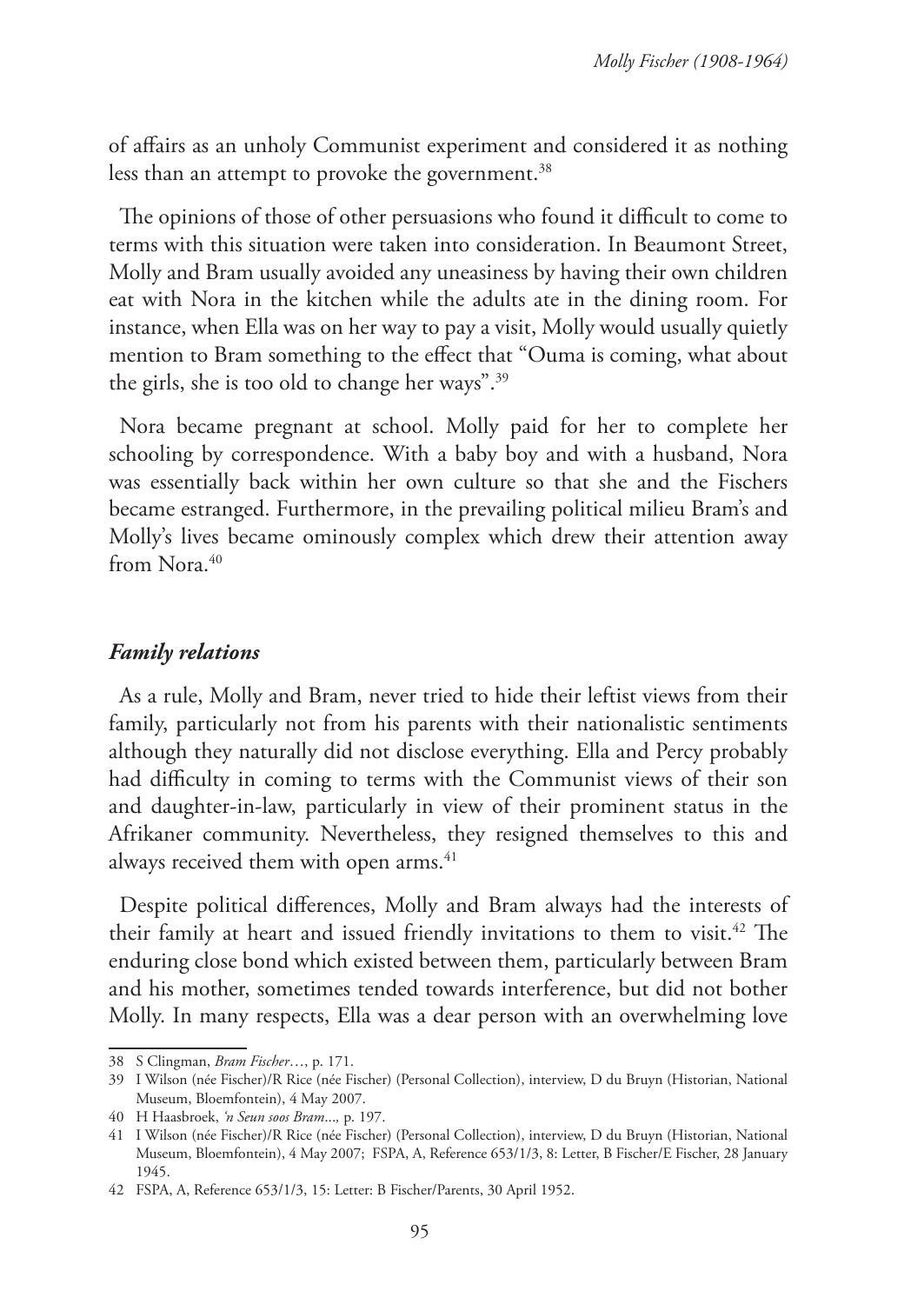of affairs as an unholy Communist experiment and considered it as nothing less than an attempt to provoke the government.[38]

The opinions of those of other persuasions who found it difficult to come to terms with this situation were taken into consideration. In Beaumont Street, Molly and Bram usually avoided any uneasiness by having their own children eat with Nora in the kitchen while the adults ate in the dining room. For instance, when Ella was on her way to pay a visit, Molly would usually quietly mention to Bram something to the effect that "Ouma is coming, what about the girls, she is too old to change her ways".[39]

Nora became pregnant at school. Molly paid for her to complete her schooling by correspondence. With a baby boy and with a husband, Nora was essentially back within her own culture so that she and the Fischers became estranged. Furthermore, in the prevailing political milieu Bram's and Molly's lives became ominously complex which drew their attention away from Nora.[40]

### *Family relations*

As a rule, Molly and Bram, never tried to hide their leftist views from their family, particularly not from his parents with their nationalistic sentiments although they naturally did not disclose everything. Ella and Percy probably had difficulty in coming to terms with the Communist views of their son and daughter-in-law, particularly in view of their prominent status in the Afrikaner community. Nevertheless, they resigned themselves to this and always received them with open arms.[41]

Despite political differences, Molly and Bram always had the interests of their family at heart and issued friendly invitations to them to visit.[42] The enduring close bond which existed between them, particularly between Bram and his mother, sometimes tended towards interference, but did not bother Molly. In many respects, Ella was a dear person with an overwhelming love

---

38 S Clingman, *Bram Fischer*…, p. 171.

39 I Wilson (née Fischer)/R Rice (née Fischer) (Personal Collection), interview, D du Bruyn (Historian, National Museum, Bloemfontein), 4 May 2007.

40 H Haasbroek, *'n Seun soos Bram...,* p. 197.

41 I Wilson (née Fischer)/R Rice (née Fischer) (Personal Collection), interview, D du Bruyn (Historian, National Museum, Bloemfontein), 4 May 2007; FSPA, A, Reference 653/1/3, 8: Letter, B Fischer/E Fischer, 28 January 1945.

42 FSPA, A, Reference 653/1/3, 15: Letter: B Fischer/Parents, 30 April 1952.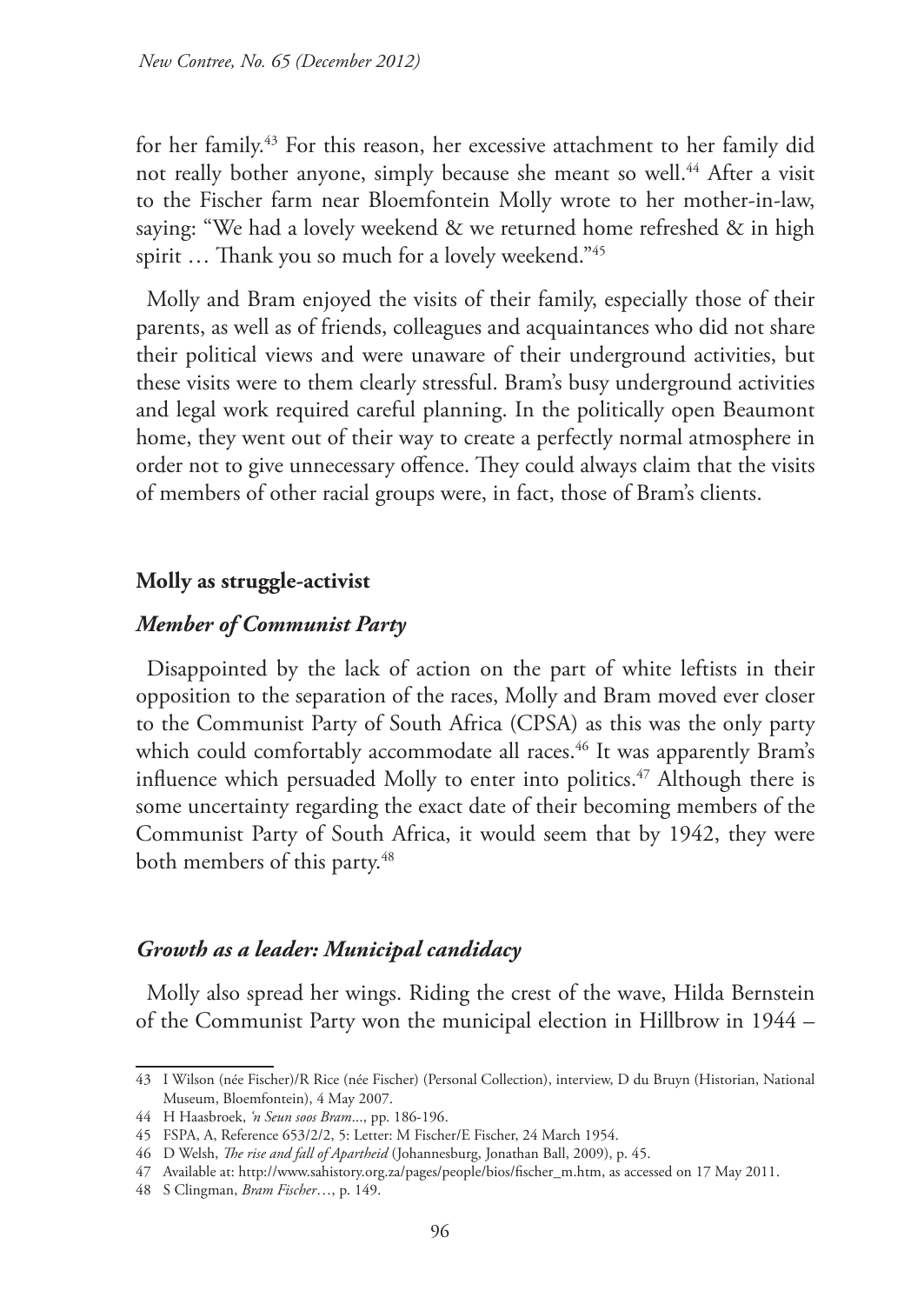for her family.[43] For this reason, her excessive attachment to her family did not really bother anyone, simply because she meant so well.[44] After a visit to the Fischer farm near Bloemfontein Molly wrote to her mother-in-law, saying: "We had a lovely weekend & we returned home refreshed & in high spirit … Thank you so much for a lovely weekend."[45]

Molly and Bram enjoyed the visits of their family, especially those of their parents, as well as of friends, colleagues and acquaintances who did not share their political views and were unaware of their underground activities, but these visits were to them clearly stressful. Bram's busy underground activities and legal work required careful planning. In the politically open Beaumont home, they went out of their way to create a perfectly normal atmosphere in order not to give unnecessary offence. They could always claim that the visits of members of other racial groups were, in fact, those of Bram's clients.

**Molly as struggle-activist**

***Member of Communist Party***

Disappointed by the lack of action on the part of white leftists in their opposition to the separation of the races, Molly and Bram moved ever closer to the Communist Party of South Africa (CPSA) as this was the only party which could comfortably accommodate all races.[46] It was apparently Bram's influence which persuaded Molly to enter into politics.[47] Although there is some uncertainty regarding the exact date of their becoming members of the Communist Party of South Africa, it would seem that by 1942, they were both members of this party.[48]

***Growth as a leader: Municipal candidacy***

Molly also spread her wings. Riding the crest of the wave, Hilda Bernstein of the Communist Party won the municipal election in Hillbrow in 1944 –

---

43 I Wilson (née Fischer)/R Rice (née Fischer) (Personal Collection), interview, D du Bruyn (Historian, National Museum, Bloemfontein), 4 May 2007.

44 H Haasbroek, *'n Seun soos Bram*..., pp. 186-196.

45 FSPA, A, Reference 653/2/2, 5: Letter: M Fischer/E Fischer, 24 March 1954.

46 D Welsh, *The rise and fall of Apartheid* (Johannesburg, Jonathan Ball, 2009), p. 45.

47 Available at: http://www.sahistory.org.za/pages/people/bios/fischer_m.htm, as accessed on 17 May 2011.

48 S Clingman, *Bram Fischer*…, p. 149.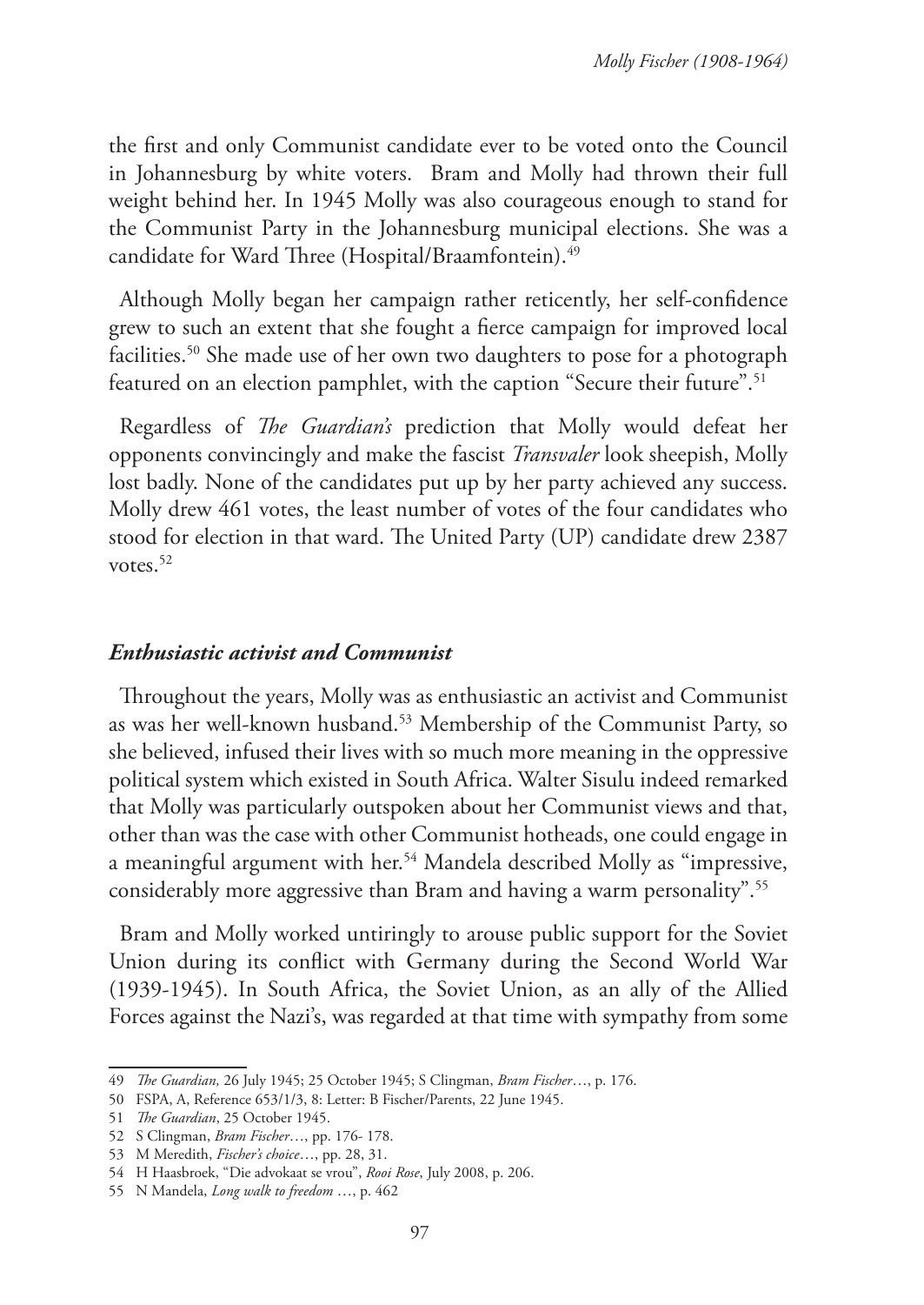the first and only Communist candidate ever to be voted onto the Council in Johannesburg by white voters. Bram and Molly had thrown their full weight behind her. In 1945 Molly was also courageous enough to stand for the Communist Party in the Johannesburg municipal elections. She was a candidate for Ward Three (Hospital/Braamfontein).[49]

Although Molly began her campaign rather reticently, her self-confidence grew to such an extent that she fought a fierce campaign for improved local facilities.[50] She made use of her own two daughters to pose for a photograph featured on an election pamphlet, with the caption "Secure their future".[51]

Regardless of *The Guardian's* prediction that Molly would defeat her opponents convincingly and make the fascist *Transvaler* look sheepish, Molly lost badly. None of the candidates put up by her party achieved any success. Molly drew 461 votes, the least number of votes of the four candidates who stood for election in that ward. The United Party (UP) candidate drew 2387 votes.[52]

### *Enthusiastic activist and Communist*

Throughout the years, Molly was as enthusiastic an activist and Communist as was her well-known husband.[53] Membership of the Communist Party, so she believed, infused their lives with so much more meaning in the oppressive political system which existed in South Africa. Walter Sisulu indeed remarked that Molly was particularly outspoken about her Communist views and that, other than was the case with other Communist hotheads, one could engage in a meaningful argument with her.[54] Mandela described Molly as "impressive, considerably more aggressive than Bram and having a warm personality".[55]

Bram and Molly worked untiringly to arouse public support for the Soviet Union during its conflict with Germany during the Second World War (1939-1945). In South Africa, the Soviet Union, as an ally of the Allied Forces against the Nazi's, was regarded at that time with sympathy from some

---

49 *The Guardian*, 26 July 1945; 25 October 1945; S Clingman, *Bram Fischer*…, p. 176.

50 FSPA, A, Reference 653/1/3, 8: Letter: B Fischer/Parents, 22 June 1945.

51 *The Guardian*, 25 October 1945.

52 S Clingman, *Bram Fischer*…, pp. 176- 178.

53 M Meredith, *Fischer's choice*…, pp. 28, 31.

54 H Haasbroek, "Die advokaat se vrou", *Rooi Rose*, July 2008, p. 206.

55 N Mandela, *Long walk to freedom* …, p. 462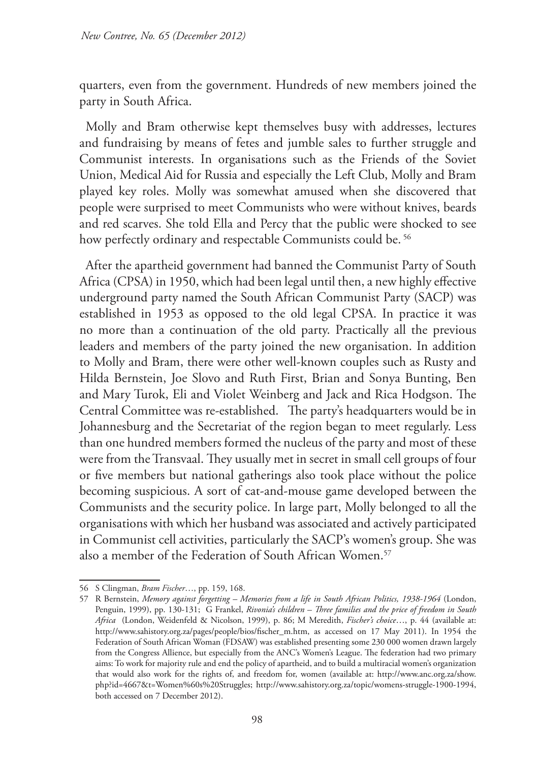quarters, even from the government. Hundreds of new members joined the party in South Africa.

Molly and Bram otherwise kept themselves busy with addresses, lectures and fundraising by means of fetes and jumble sales to further struggle and Communist interests. In organisations such as the Friends of the Soviet Union, Medical Aid for Russia and especially the Left Club, Molly and Bram played key roles. Molly was somewhat amused when she discovered that people were surprised to meet Communists who were without knives, beards and red scarves. She told Ella and Percy that the public were shocked to see how perfectly ordinary and respectable Communists could be.[56]

After the apartheid government had banned the Communist Party of South Africa (CPSA) in 1950, which had been legal until then, a new highly effective underground party named the South African Communist Party (SACP) was established in 1953 as opposed to the old legal CPSA. In practice it was no more than a continuation of the old party. Practically all the previous leaders and members of the party joined the new organisation. In addition to Molly and Bram, there were other well-known couples such as Rusty and Hilda Bernstein, Joe Slovo and Ruth First, Brian and Sonya Bunting, Ben and Mary Turok, Eli and Violet Weinberg and Jack and Rica Hodgson. The Central Committee was re-established. The party's headquarters would be in Johannesburg and the Secretariat of the region began to meet regularly. Less than one hundred members formed the nucleus of the party and most of these were from the Transvaal. They usually met in secret in small cell groups of four or five members but national gatherings also took place without the police becoming suspicious. A sort of cat-and-mouse game developed between the Communists and the security police. In large part, Molly belonged to all the organisations with which her husband was associated and actively participated in Communist cell activities, particularly the SACP's women's group. She was also a member of the Federation of South African Women.[57]

---

56 S Clingman, *Bram Fischer*..., pp. 159, 168.

57 R Bernstein, *Memory against forgetting – Memories from a life in South African Politics, 1938-1964* (London, Penguin, 1999), pp. 130-131; G Frankel, *Rivonia's children – Three families and the price of freedom in South Africa* (London, Weidenfeld & Nicolson, 1999), p. 86; M Meredith, *Fischer's choice*..., p. 44 (available at: http://www.sahistory.org.za/pages/people/bios/fischer_m.htm, as accessed on 17 May 2011). In 1954 the Federation of South African Woman (FDSAW) was established presenting some 230 000 women drawn largely from the Congress Allience, but especially from the ANC's Women's League. The federation had two primary aims: To work for majority rule and end the policy of apartheid, and to build a multiracial women's organization that would also work for the rights of, and freedom for, women (available at: http://www.anc.org.za/show.php?id=4667&t=Women%60s%20Struggles; http://www.sahistory.org.za/topic/womens-struggle-1900-1994, both accessed on 7 December 2012).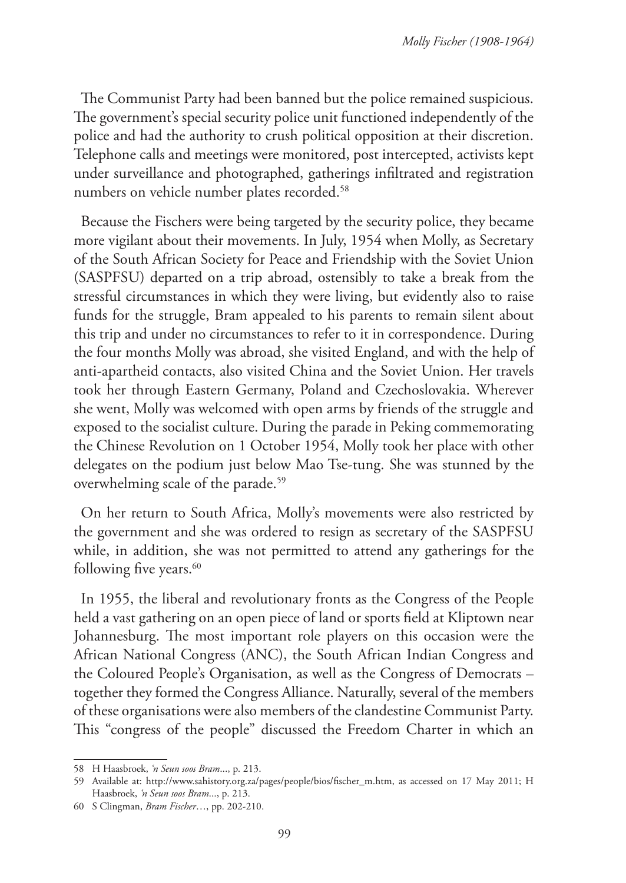The Communist Party had been banned but the police remained suspicious. The government's special security police unit functioned independently of the police and had the authority to crush political opposition at their discretion. Telephone calls and meetings were monitored, post intercepted, activists kept under surveillance and photographed, gatherings infiltrated and registration numbers on vehicle number plates recorded.[58]

Because the Fischers were being targeted by the security police, they became more vigilant about their movements. In July, 1954 when Molly, as Secretary of the South African Society for Peace and Friendship with the Soviet Union (SASPFSU) departed on a trip abroad, ostensibly to take a break from the stressful circumstances in which they were living, but evidently also to raise funds for the struggle, Bram appealed to his parents to remain silent about this trip and under no circumstances to refer to it in correspondence. During the four months Molly was abroad, she visited England, and with the help of anti-apartheid contacts, also visited China and the Soviet Union. Her travels took her through Eastern Germany, Poland and Czechoslovakia. Wherever she went, Molly was welcomed with open arms by friends of the struggle and exposed to the socialist culture. During the parade in Peking commemorating the Chinese Revolution on 1 October 1954, Molly took her place with other delegates on the podium just below Mao Tse-tung. She was stunned by the overwhelming scale of the parade.[59]

On her return to South Africa, Molly's movements were also restricted by the government and she was ordered to resign as secretary of the SASPFSU while, in addition, she was not permitted to attend any gatherings for the following five years.[60]

In 1955, the liberal and revolutionary fronts as the Congress of the People held a vast gathering on an open piece of land or sports field at Kliptown near Johannesburg. The most important role players on this occasion were the African National Congress (ANC), the South African Indian Congress and the Coloured People's Organisation, as well as the Congress of Democrats – together they formed the Congress Alliance. Naturally, several of the members of these organisations were also members of the clandestine Communist Party. This "congress of the people" discussed the Freedom Charter in which an

---

58 H Haasbroek, *'n Seun soos Bram*..., p. 213.

59 Available at: http://www.sahistory.org.za/pages/people/bios/fischer_m.htm, as accessed on 17 May 2011; H Haasbroek, *'n Seun soos Bram*..., p. 213.

60 S Clingman, *Bram Fischer*…, pp. 202-210.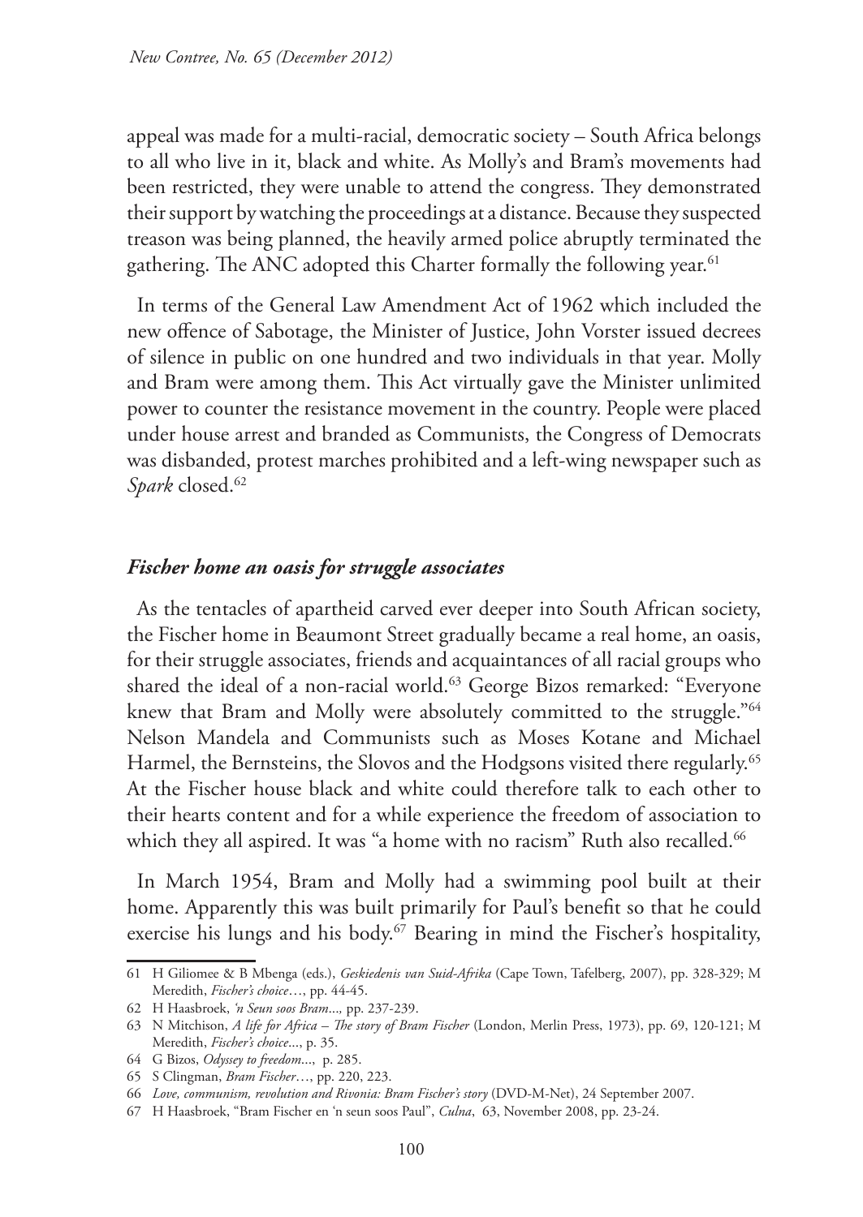appeal was made for a multi-racial, democratic society – South Africa belongs to all who live in it, black and white. As Molly's and Bram's movements had been restricted, they were unable to attend the congress. They demonstrated their support by watching the proceedings at a distance. Because they suspected treason was being planned, the heavily armed police abruptly terminated the gathering. The ANC adopted this Charter formally the following year.[61]

In terms of the General Law Amendment Act of 1962 which included the new offence of Sabotage, the Minister of Justice, John Vorster issued decrees of silence in public on one hundred and two individuals in that year. Molly and Bram were among them. This Act virtually gave the Minister unlimited power to counter the resistance movement in the country. People were placed under house arrest and branded as Communists, the Congress of Democrats was disbanded, protest marches prohibited and a left-wing newspaper such as *Spark* closed.[62]

### *Fischer home an oasis for struggle associates*

As the tentacles of apartheid carved ever deeper into South African society, the Fischer home in Beaumont Street gradually became a real home, an oasis, for their struggle associates, friends and acquaintances of all racial groups who shared the ideal of a non-racial world.[63] George Bizos remarked: "Everyone knew that Bram and Molly were absolutely committed to the struggle."[64] Nelson Mandela and Communists such as Moses Kotane and Michael Harmel, the Bernsteins, the Slovos and the Hodgsons visited there regularly.[65] At the Fischer house black and white could therefore talk to each other to their hearts content and for a while experience the freedom of association to which they all aspired. It was "a home with no racism" Ruth also recalled.[66]

In March 1954, Bram and Molly had a swimming pool built at their home. Apparently this was built primarily for Paul's benefit so that he could exercise his lungs and his body.[67] Bearing in mind the Fischer's hospitality,

---

61 H Giliomee & B Mbenga (eds.), *Geskiedenis van Suid-Afrika* (Cape Town, Tafelberg, 2007), pp. 328-329; M Meredith, *Fischer's choice*…, pp. 44-45.

62 H Haasbroek, *'n Seun soos Bram*..., pp. 237-239.

63 N Mitchison, *A life for Africa – The story of Bram Fischer* (London, Merlin Press, 1973), pp. 69, 120-121; M Meredith, *Fischer's choice*..., p. 35.

64 G Bizos, *Odyssey to freedom*..., p. 285.

65 S Clingman, *Bram Fischer*…, pp. 220, 223.

66 *Love, communism, revolution and Rivonia: Bram Fischer's story* (DVD-M-Net), 24 September 2007.

67 H Haasbroek, "Bram Fischer en 'n seun soos Paul", *Culna*, 63, November 2008, pp. 23-24.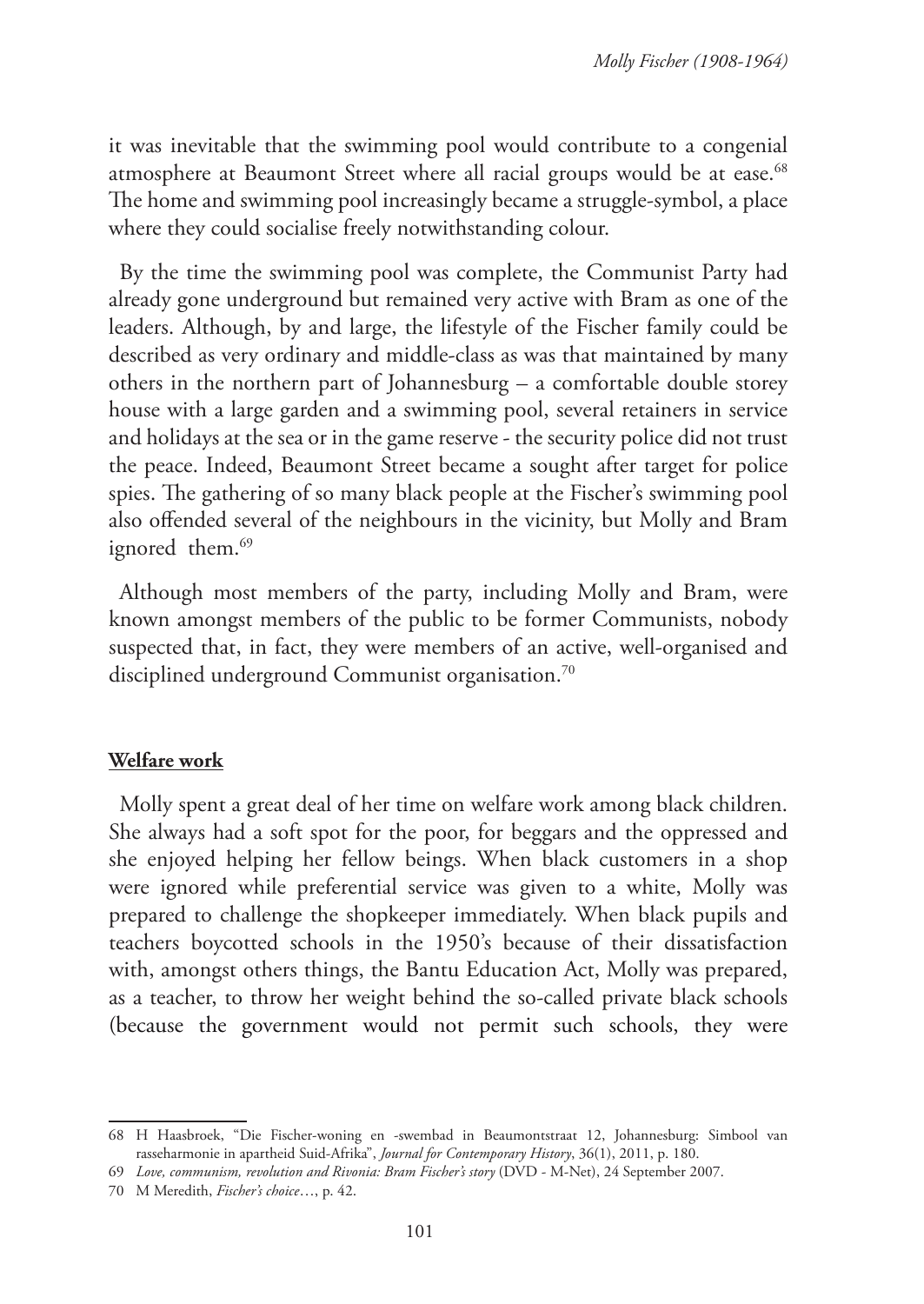it was inevitable that the swimming pool would contribute to a congenial atmosphere at Beaumont Street where all racial groups would be at ease.[68] The home and swimming pool increasingly became a struggle-symbol, a place where they could socialise freely notwithstanding colour.

By the time the swimming pool was complete, the Communist Party had already gone underground but remained very active with Bram as one of the leaders. Although, by and large, the lifestyle of the Fischer family could be described as very ordinary and middle-class as was that maintained by many others in the northern part of Johannesburg – a comfortable double storey house with a large garden and a swimming pool, several retainers in service and holidays at the sea or in the game reserve - the security police did not trust the peace. Indeed, Beaumont Street became a sought after target for police spies. The gathering of so many black people at the Fischer's swimming pool also offended several of the neighbours in the vicinity, but Molly and Bram ignored them.[69]

Although most members of the party, including Molly and Bram, were known amongst members of the public to be former Communists, nobody suspected that, in fact, they were members of an active, well-organised and disciplined underground Communist organisation.[70]

## **Welfare work**

Molly spent a great deal of her time on welfare work among black children. She always had a soft spot for the poor, for beggars and the oppressed and she enjoyed helping her fellow beings. When black customers in a shop were ignored while preferential service was given to a white, Molly was prepared to challenge the shopkeeper immediately. When black pupils and teachers boycotted schools in the 1950's because of their dissatisfaction with, amongst others things, the Bantu Education Act, Molly was prepared, as a teacher, to throw her weight behind the so-called private black schools (because the government would not permit such schools, they were

---

68 H Haasbroek, "Die Fischer-woning en -swembad in Beaumontstraat 12, Johannesburg: Simbool van rasseharmonie in apartheid Suid-Afrika", *Journal for Contemporary History*, 36(1), 2011, p. 180.

69 *Love, communism, revolution and Rivonia: Bram Fischer's story* (DVD - M-Net), 24 September 2007.

70 M Meredith, *Fischer's choice*…, p. 42.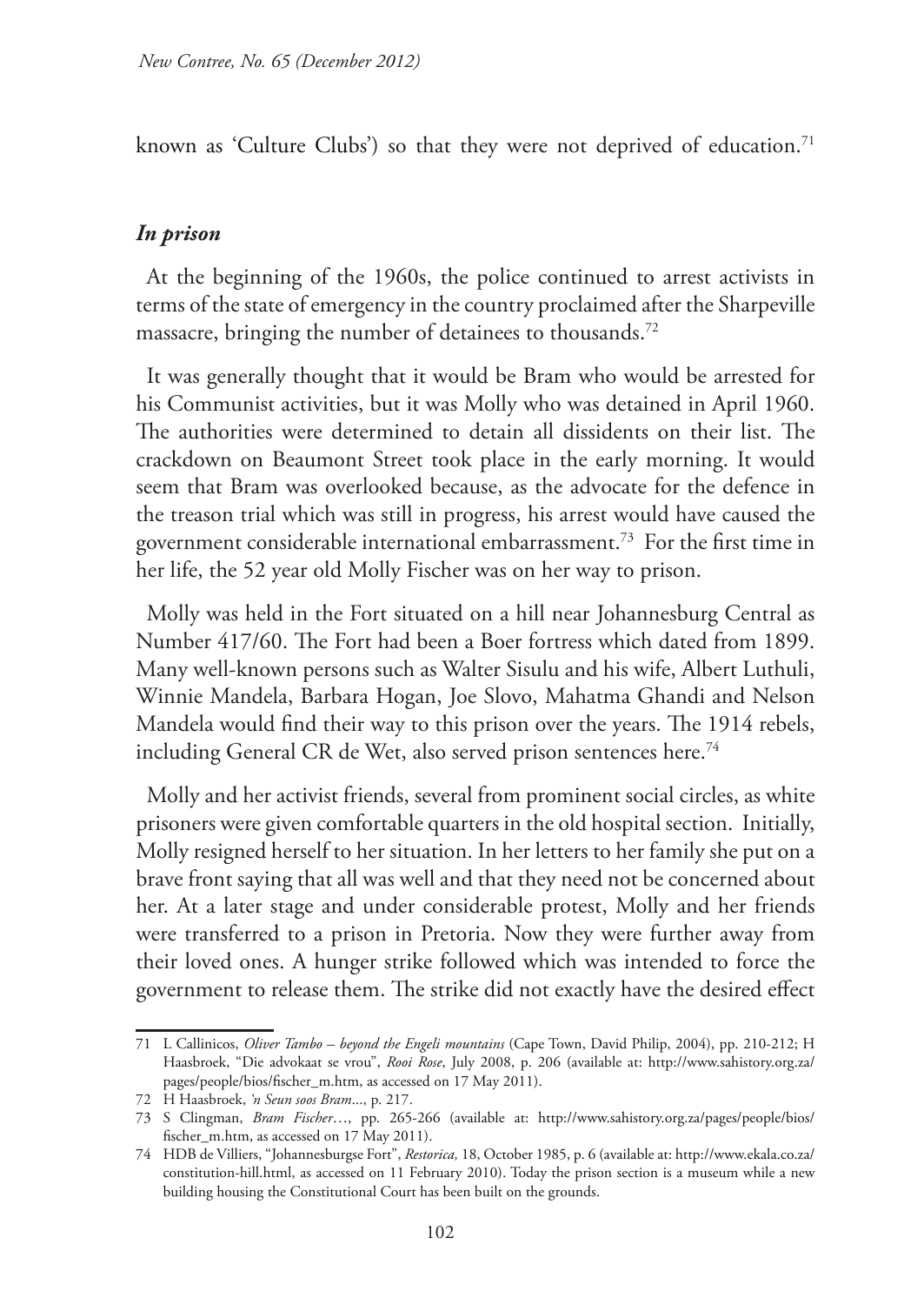known as 'Culture Clubs') so that they were not deprived of education.[71]

### *In prison*

At the beginning of the 1960s, the police continued to arrest activists in terms of the state of emergency in the country proclaimed after the Sharpeville massacre, bringing the number of detainees to thousands.[72]

It was generally thought that it would be Bram who would be arrested for his Communist activities, but it was Molly who was detained in April 1960. The authorities were determined to detain all dissidents on their list. The crackdown on Beaumont Street took place in the early morning. It would seem that Bram was overlooked because, as the advocate for the defence in the treason trial which was still in progress, his arrest would have caused the government considerable international embarrassment.[73] For the first time in her life, the 52 year old Molly Fischer was on her way to prison.

Molly was held in the Fort situated on a hill near Johannesburg Central as Number 417/60. The Fort had been a Boer fortress which dated from 1899. Many well-known persons such as Walter Sisulu and his wife, Albert Luthuli, Winnie Mandela, Barbara Hogan, Joe Slovo, Mahatma Ghandi and Nelson Mandela would find their way to this prison over the years. The 1914 rebels, including General CR de Wet, also served prison sentences here.[74]

Molly and her activist friends, several from prominent social circles, as white prisoners were given comfortable quarters in the old hospital section. Initially, Molly resigned herself to her situation. In her letters to her family she put on a brave front saying that all was well and that they need not be concerned about her. At a later stage and under considerable protest, Molly and her friends were transferred to a prison in Pretoria. Now they were further away from their loved ones. A hunger strike followed which was intended to force the government to release them. The strike did not exactly have the desired effect

---

71 L Callinicos, *Oliver Tambo – beyond the Engeli mountains* (Cape Town, David Philip, 2004), pp. 210-212; H Haasbroek, "Die advokaat se vrou", *Rooi Rose*, July 2008, p. 206 (available at: http://www.sahistory.org.za/pages/people/bios/fischer_m.htm, as accessed on 17 May 2011).

72 H Haasbroek, *'n Seun soos Bram*..., p. 217.

73 S Clingman, *Bram Fischer*…, pp. 265-266 (available at: http://www.sahistory.org.za/pages/people/bios/fischer_m.htm, as accessed on 17 May 2011).

74 HDB de Villiers, "Johannesburgse Fort", *Restorica,* 18, October 1985, p. 6 (available at: http://www.ekala.co.za/constitution-hill.html, as accessed on 11 February 2010). Today the prison section is a museum while a new building housing the Constitutional Court has been built on the grounds.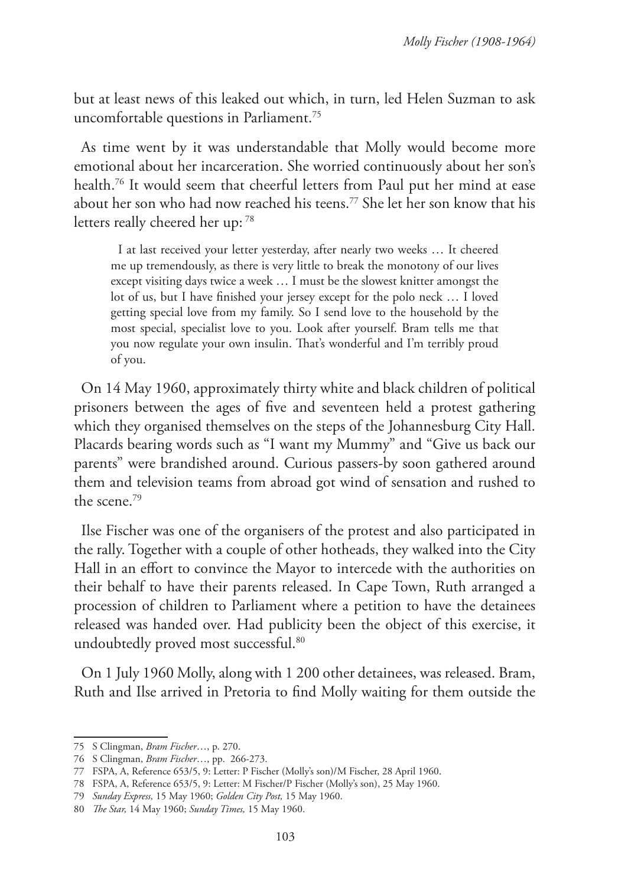but at least news of this leaked out which, in turn, led Helen Suzman to ask uncomfortable questions in Parliament.[75]

As time went by it was understandable that Molly would become more emotional about her incarceration. She worried continuously about her son's health.[76] It would seem that cheerful letters from Paul put her mind at ease about her son who had now reached his teens.[77] She let her son know that his letters really cheered her up: [78]

> I at last received your letter yesterday, after nearly two weeks … It cheered me up tremendously, as there is very little to break the monotony of our lives except visiting days twice a week … I must be the slowest knitter amongst the lot of us, but I have finished your jersey except for the polo neck … I loved getting special love from my family. So I send love to the household by the most special, specialist love to you. Look after yourself. Bram tells me that you now regulate your own insulin. That's wonderful and I'm terribly proud of you.

On 14 May 1960, approximately thirty white and black children of political prisoners between the ages of five and seventeen held a protest gathering which they organised themselves on the steps of the Johannesburg City Hall. Placards bearing words such as "I want my Mummy" and "Give us back our parents" were brandished around. Curious passers-by soon gathered around them and television teams from abroad got wind of sensation and rushed to the scene.[79]

Ilse Fischer was one of the organisers of the protest and also participated in the rally. Together with a couple of other hotheads, they walked into the City Hall in an effort to convince the Mayor to intercede with the authorities on their behalf to have their parents released. In Cape Town, Ruth arranged a procession of children to Parliament where a petition to have the detainees released was handed over. Had publicity been the object of this exercise, it undoubtedly proved most successful.[80]

On 1 July 1960 Molly, along with 1 200 other detainees, was released. Bram, Ruth and Ilse arrived in Pretoria to find Molly waiting for them outside the

---

75 S Clingman, *Bram Fischer*…, p. 270.

76 S Clingman, *Bram Fischer*…, pp. 266-273.

77 FSPA, A, Reference 653/5, 9: Letter: P Fischer (Molly's son)/M Fischer, 28 April 1960.

78 FSPA, A, Reference 653/5, 9: Letter: M Fischer/P Fischer (Molly's son), 25 May 1960.

79 *Sunday Express,* 15 May 1960; *Golden City Post,* 15 May 1960.

80 *The Star,* 14 May 1960; *Sunday Times,* 15 May 1960.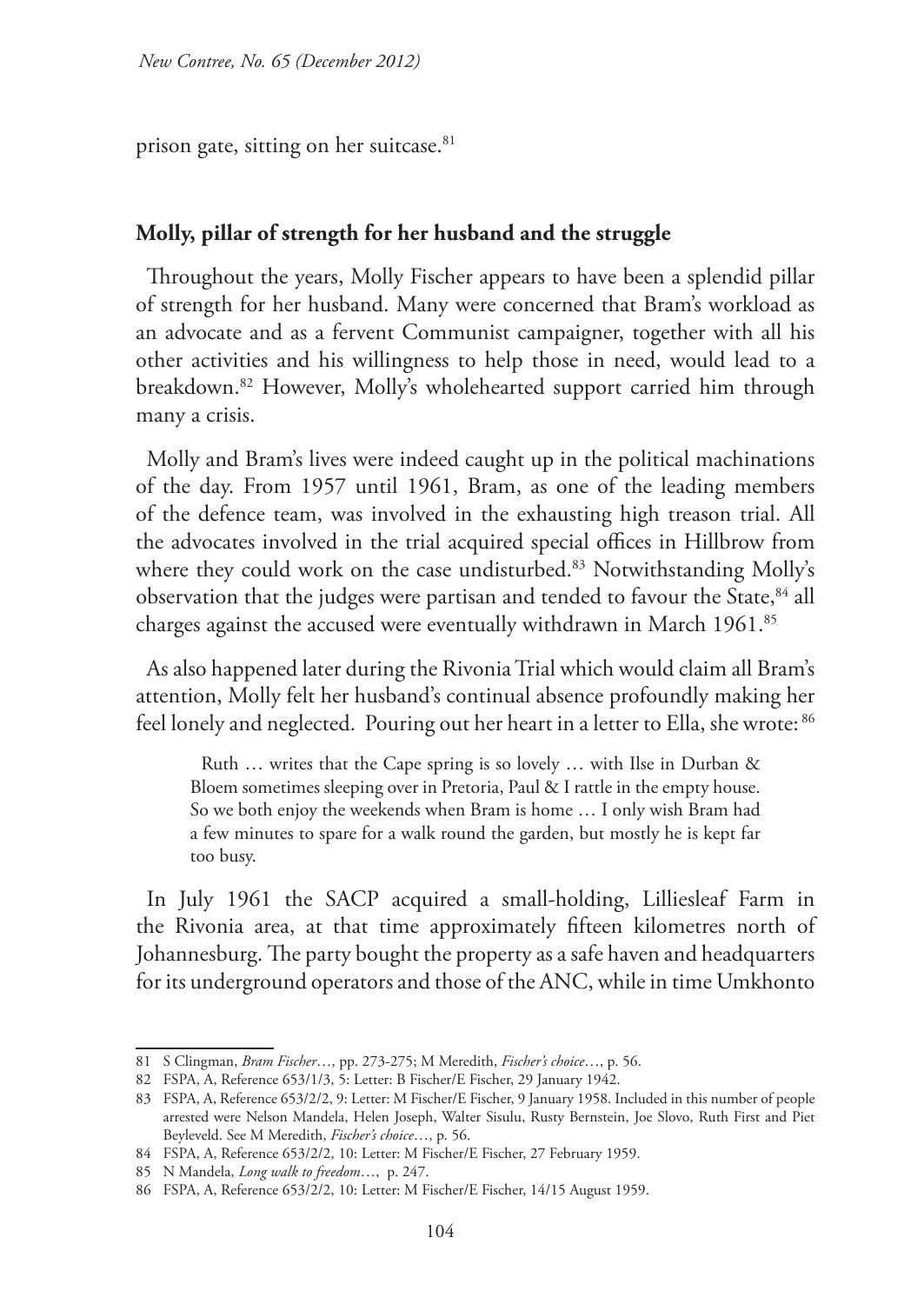prison gate, sitting on her suitcase.[81]

## Molly, pillar of strength for her husband and the struggle

Throughout the years, Molly Fischer appears to have been a splendid pillar of strength for her husband. Many were concerned that Bram's workload as an advocate and as a fervent Communist campaigner, together with all his other activities and his willingness to help those in need, would lead to a breakdown.[82] However, Molly's wholehearted support carried him through many a crisis.

Molly and Bram's lives were indeed caught up in the political machinations of the day. From 1957 until 1961, Bram, as one of the leading members of the defence team, was involved in the exhausting high treason trial. All the advocates involved in the trial acquired special offices in Hillbrow from where they could work on the case undisturbed.[83] Notwithstanding Molly's observation that the judges were partisan and tended to favour the State,[84] all charges against the accused were eventually withdrawn in March 1961.[85]

As also happened later during the Rivonia Trial which would claim all Bram's attention, Molly felt her husband's continual absence profoundly making her feel lonely and neglected. Pouring out her heart in a letter to Ella, she wrote: [86]

> Ruth … writes that the Cape spring is so lovely … with Ilse in Durban & Bloem sometimes sleeping over in Pretoria, Paul & I rattle in the empty house. So we both enjoy the weekends when Bram is home … I only wish Bram had a few minutes to spare for a walk round the garden, but mostly he is kept far too busy.

In July 1961 the SACP acquired a small-holding, Lilliesleaf Farm in the Rivonia area, at that time approximately fifteen kilometres north of Johannesburg. The party bought the property as a safe haven and headquarters for its underground operators and those of the ANC, while in time Umkhonto

---

81 S Clingman, *Bram Fischer*…, pp. 273-275; M Meredith, *Fischer's choice*…, p. 56.

82 FSPA, A, Reference 653/1/3, 5: Letter: B Fischer/E Fischer, 29 January 1942.

83 FSPA, A, Reference 653/2/2, 9: Letter: M Fischer/E Fischer, 9 January 1958. Included in this number of people arrested were Nelson Mandela, Helen Joseph, Walter Sisulu, Rusty Bernstein, Joe Slovo, Ruth First and Piet Beyleveld. See M Meredith, *Fischer's choice*…, p. 56.

84 FSPA, A, Reference 653/2/2, 10: Letter: M Fischer/E Fischer, 27 February 1959.

85 N Mandela, *Long walk to freedom*…, p. 247.

86 FSPA, A, Reference 653/2/2, 10: Letter: M Fischer/E Fischer, 14/15 August 1959.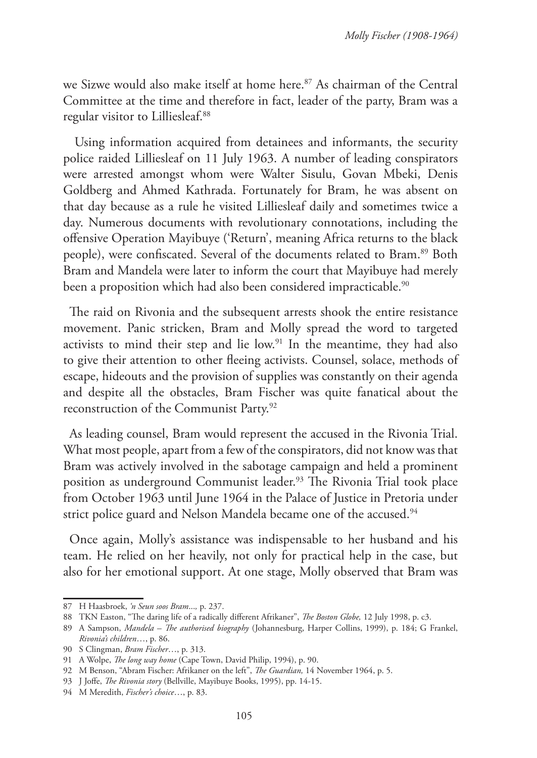we Sizwe would also make itself at home here.[87] As chairman of the Central Committee at the time and therefore in fact, leader of the party, Bram was a regular visitor to Lilliesleaf.[88]

Using information acquired from detainees and informants, the security police raided Lilliesleaf on 11 July 1963. A number of leading conspirators were arrested amongst whom were Walter Sisulu, Govan Mbeki, Denis Goldberg and Ahmed Kathrada. Fortunately for Bram, he was absent on that day because as a rule he visited Lilliesleaf daily and sometimes twice a day. Numerous documents with revolutionary connotations, including the offensive Operation Mayibuye ('Return', meaning Africa returns to the black people), were confiscated. Several of the documents related to Bram.[89] Both Bram and Mandela were later to inform the court that Mayibuye had merely been a proposition which had also been considered impracticable.[90]

The raid on Rivonia and the subsequent arrests shook the entire resistance movement. Panic stricken, Bram and Molly spread the word to targeted activists to mind their step and lie low.[91] In the meantime, they had also to give their attention to other fleeing activists. Counsel, solace, methods of escape, hideouts and the provision of supplies was constantly on their agenda and despite all the obstacles, Bram Fischer was quite fanatical about the reconstruction of the Communist Party.[92]

As leading counsel, Bram would represent the accused in the Rivonia Trial. What most people, apart from a few of the conspirators, did not know was that Bram was actively involved in the sabotage campaign and held a prominent position as underground Communist leader.[93] The Rivonia Trial took place from October 1963 until June 1964 in the Palace of Justice in Pretoria under strict police guard and Nelson Mandela became one of the accused.[94]

Once again, Molly's assistance was indispensable to her husband and his team. He relied on her heavily, not only for practical help in the case, but also for her emotional support. At one stage, Molly observed that Bram was

---

87 H Haasbroek, *'n Seun soos Bram...,* p. 237.

88 TKN Easton, "The daring life of a radically different Afrikaner", *The Boston Globe,* 12 July 1998, p. c3.

89 A Sampson, *Mandela – The authorised biography* (Johannesburg, Harper Collins, 1999), p. 184; G Frankel, *Rivonia's children*…, p. 86.

90 S Clingman, *Bram Fischer*…, p. 313.

91 A Wolpe, *The long way home* (Cape Town, David Philip, 1994), p. 90.

92 M Benson, "Abram Fischer: Afrikaner on the left", *The Guardian,* 14 November 1964, p. 5.

93 J Joffe, *The Rivonia story* (Bellville, Mayibuye Books, 1995), pp. 14-15.

94 M Meredith, *Fischer's choice*…, p. 83.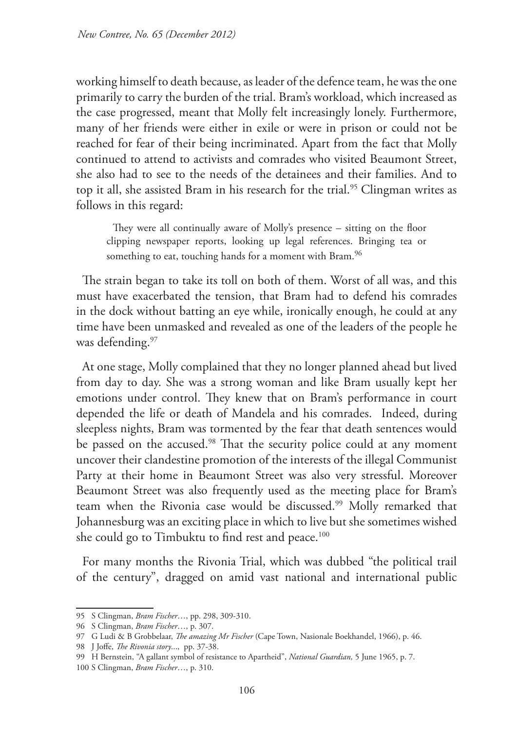working himself to death because, as leader of the defence team, he was the one primarily to carry the burden of the trial. Bram's workload, which increased as the case progressed, meant that Molly felt increasingly lonely. Furthermore, many of her friends were either in exile or were in prison or could not be reached for fear of their being incriminated. Apart from the fact that Molly continued to attend to activists and comrades who visited Beaumont Street, she also had to see to the needs of the detainees and their families. And to top it all, she assisted Bram in his research for the trial.[95] Clingman writes as follows in this regard:

> They were all continually aware of Molly's presence – sitting on the floor clipping newspaper reports, looking up legal references. Bringing tea or something to eat, touching hands for a moment with Bram.[96]

The strain began to take its toll on both of them. Worst of all was, and this must have exacerbated the tension, that Bram had to defend his comrades in the dock without batting an eye while, ironically enough, he could at any time have been unmasked and revealed as one of the leaders of the people he was defending.[97]

At one stage, Molly complained that they no longer planned ahead but lived from day to day. She was a strong woman and like Bram usually kept her emotions under control. They knew that on Bram's performance in court depended the life or death of Mandela and his comrades. Indeed, during sleepless nights, Bram was tormented by the fear that death sentences would be passed on the accused.[98] That the security police could at any moment uncover their clandestine promotion of the interests of the illegal Communist Party at their home in Beaumont Street was also very stressful. Moreover Beaumont Street was also frequently used as the meeting place for Bram's team when the Rivonia case would be discussed.[99] Molly remarked that Johannesburg was an exciting place in which to live but she sometimes wished she could go to Timbuktu to find rest and peace.[100]

For many months the Rivonia Trial, which was dubbed "the political trail of the century", dragged on amid vast national and international public

---

95 S Clingman, *Bram Fischer*…, pp. 298, 309-310.

96 S Clingman, *Bram Fischer*…, p. 307.

97 G Ludi & B Grobbelaar, *The amazing Mr Fischer* (Cape Town, Nasionale Boekhandel, 1966), p. 46.

98 J Joffe, *The Rivonia story*..., pp. 37-38.

99 H Bernstein, "A gallant symbol of resistance to Apartheid", *National Guardian,* 5 June 1965, p. 7.

100 S Clingman, *Bram Fischer*…, p. 310.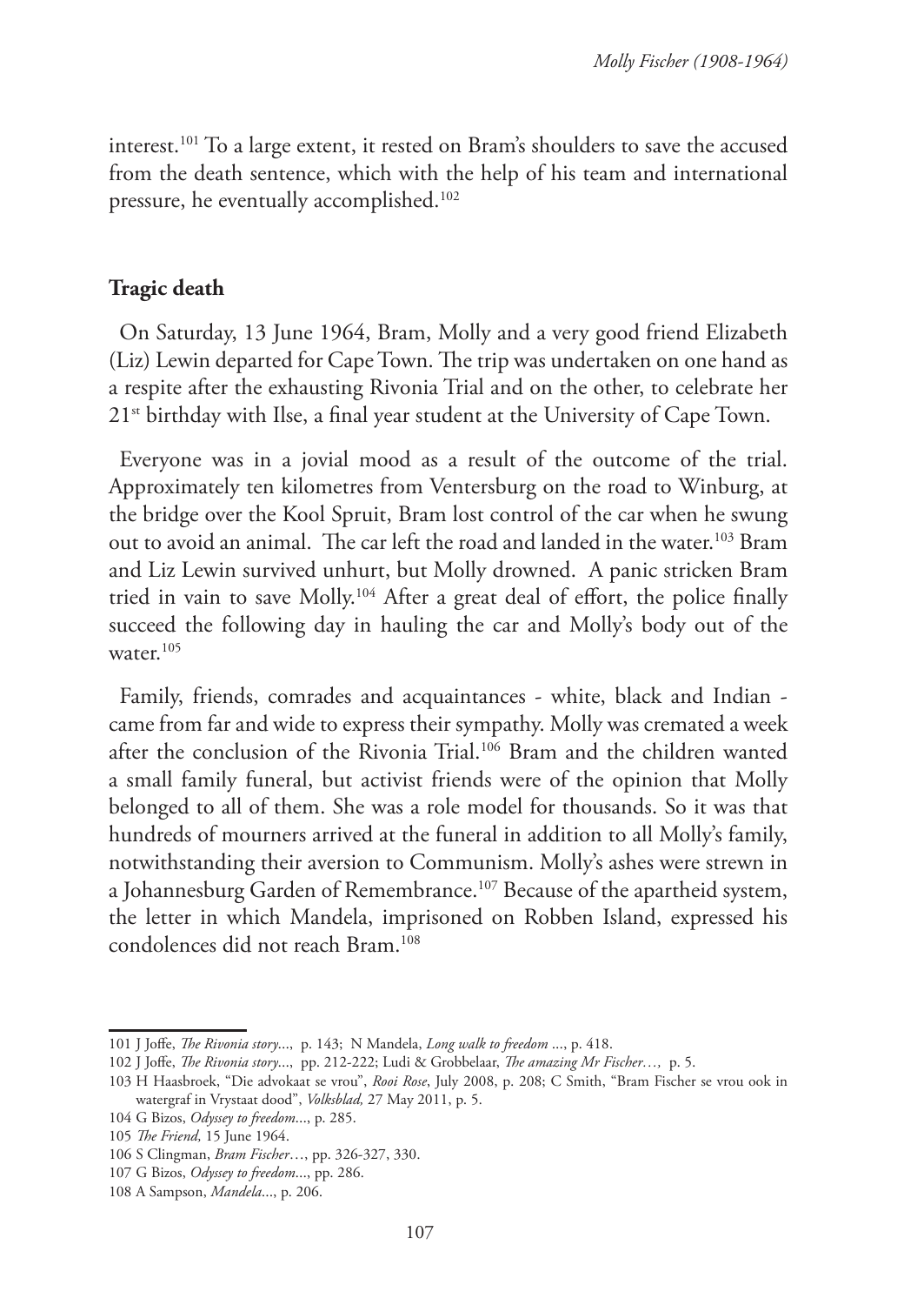interest.[101] To a large extent, it rested on Bram's shoulders to save the accused from the death sentence, which with the help of his team and international pressure, he eventually accomplished.[102]

## Tragic death

On Saturday, 13 June 1964, Bram, Molly and a very good friend Elizabeth (Liz) Lewin departed for Cape Town. The trip was undertaken on one hand as a respite after the exhausting Rivonia Trial and on the other, to celebrate her 21st birthday with Ilse, a final year student at the University of Cape Town.

Everyone was in a jovial mood as a result of the outcome of the trial. Approximately ten kilometres from Ventersburg on the road to Winburg, at the bridge over the Kool Spruit, Bram lost control of the car when he swung out to avoid an animal. The car left the road and landed in the water.[103] Bram and Liz Lewin survived unhurt, but Molly drowned. A panic stricken Bram tried in vain to save Molly.[104] After a great deal of effort, the police finally succeed the following day in hauling the car and Molly's body out of the water.[105]

Family, friends, comrades and acquaintances - white, black and Indian - came from far and wide to express their sympathy. Molly was cremated a week after the conclusion of the Rivonia Trial.[106] Bram and the children wanted a small family funeral, but activist friends were of the opinion that Molly belonged to all of them. She was a role model for thousands. So it was that hundreds of mourners arrived at the funeral in addition to all Molly's family, notwithstanding their aversion to Communism. Molly's ashes were strewn in a Johannesburg Garden of Remembrance.[107] Because of the apartheid system, the letter in which Mandela, imprisoned on Robben Island, expressed his condolences did not reach Bram.[108]

---

101 J Joffe, *The Rivonia story*..., p. 143; N Mandela, *Long walk to freedom* ..., p. 418.

102 J Joffe, *The Rivonia story*..., pp. 212-222; Ludi & Grobbelaar, *The amazing Mr Fischer…,* p. 5.

103 H Haasbroek, "Die advokaat se vrou", *Rooi Rose*, July 2008, p. 208; C Smith, "Bram Fischer se vrou ook in watergraf in Vrystaat dood", *Volksblad,* 27 May 2011, p. 5.

104 G Bizos, *Odyssey to freedom*..., p. 285.

105 *The Friend,* 15 June 1964.

106 S Clingman, *Bram Fischer*…, pp. 326-327, 330.

107 G Bizos, *Odyssey to freedom*..., pp. 286.

108 A Sampson, *Mandela*..., p. 206.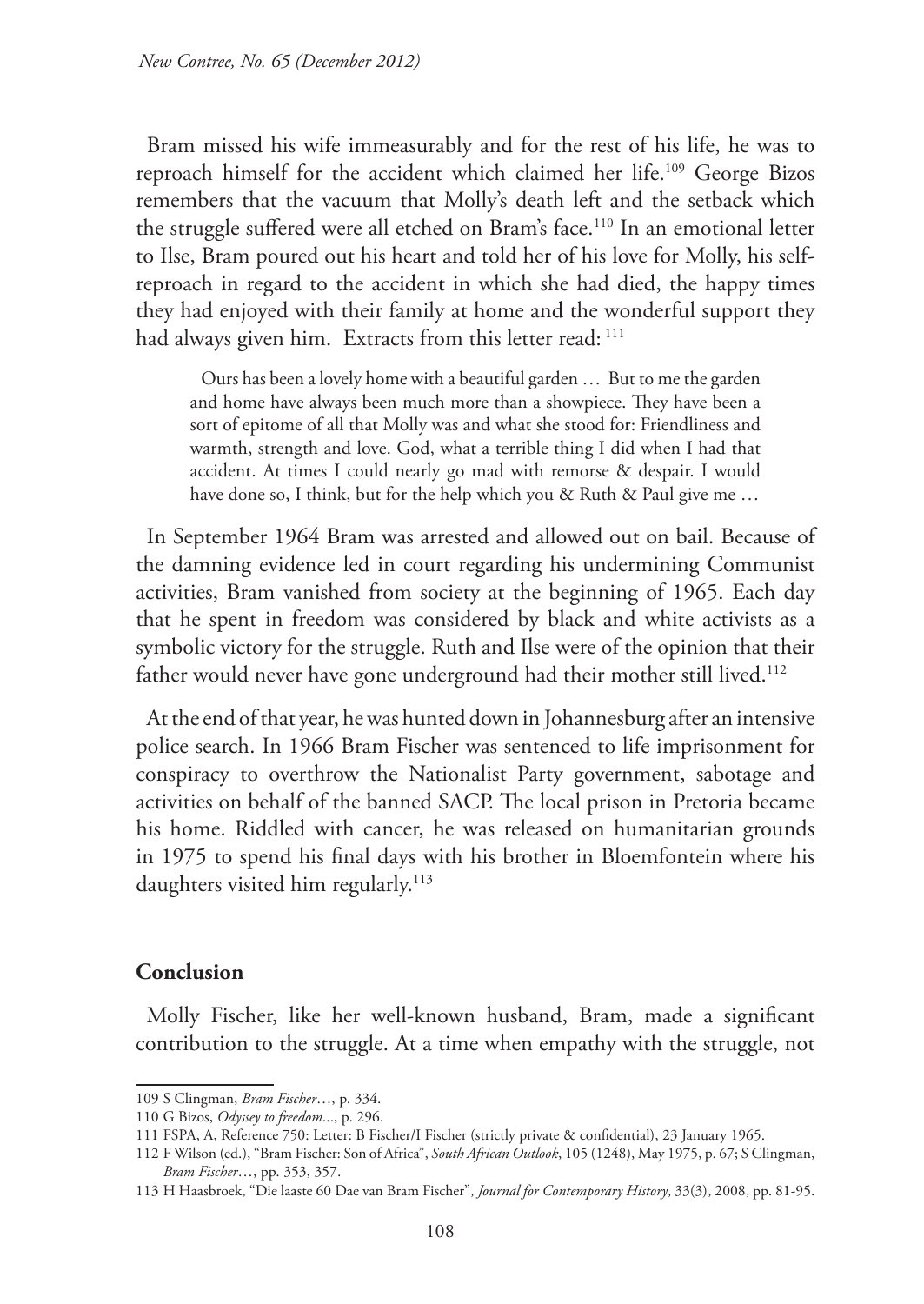Bram missed his wife immeasurably and for the rest of his life, he was to reproach himself for the accident which claimed her life.[109] George Bizos remembers that the vacuum that Molly's death left and the setback which the struggle suffered were all etched on Bram's face.[110] In an emotional letter to Ilse, Bram poured out his heart and told her of his love for Molly, his self-reproach in regard to the accident in which she had died, the happy times they had enjoyed with their family at home and the wonderful support they had always given him. Extracts from this letter read: [111]

> Ours has been a lovely home with a beautiful garden … But to me the garden and home have always been much more than a showpiece. They have been a sort of epitome of all that Molly was and what she stood for: Friendliness and warmth, strength and love. God, what a terrible thing I did when I had that accident. At times I could nearly go mad with remorse & despair. I would have done so, I think, but for the help which you & Ruth & Paul give me …

In September 1964 Bram was arrested and allowed out on bail. Because of the damning evidence led in court regarding his undermining Communist activities, Bram vanished from society at the beginning of 1965. Each day that he spent in freedom was considered by black and white activists as a symbolic victory for the struggle. Ruth and Ilse were of the opinion that their father would never have gone underground had their mother still lived.[112]

At the end of that year, he was hunted down in Johannesburg after an intensive police search. In 1966 Bram Fischer was sentenced to life imprisonment for conspiracy to overthrow the Nationalist Party government, sabotage and activities on behalf of the banned SACP. The local prison in Pretoria became his home. Riddled with cancer, he was released on humanitarian grounds in 1975 to spend his final days with his brother in Bloemfontein where his daughters visited him regularly.[113]

## Conclusion

Molly Fischer, like her well-known husband, Bram, made a significant contribution to the struggle. At a time when empathy with the struggle, not

---

109 S Clingman, *Bram Fischer*…, p. 334.

110 G Bizos, *Odyssey to freedom*..., p. 296.

111 FSPA, A, Reference 750: Letter: B Fischer/I Fischer (strictly private & confidential), 23 January 1965.

112 F Wilson (ed.), "Bram Fischer: Son of Africa", *South African Outlook*, 105 (1248), May 1975, p. 67; S Clingman, *Bram Fischer*…, pp. 353, 357.

113 H Haasbroek, "Die laaste 60 Dae van Bram Fischer", *Journal for Contemporary History*, 33(3), 2008, pp. 81-95.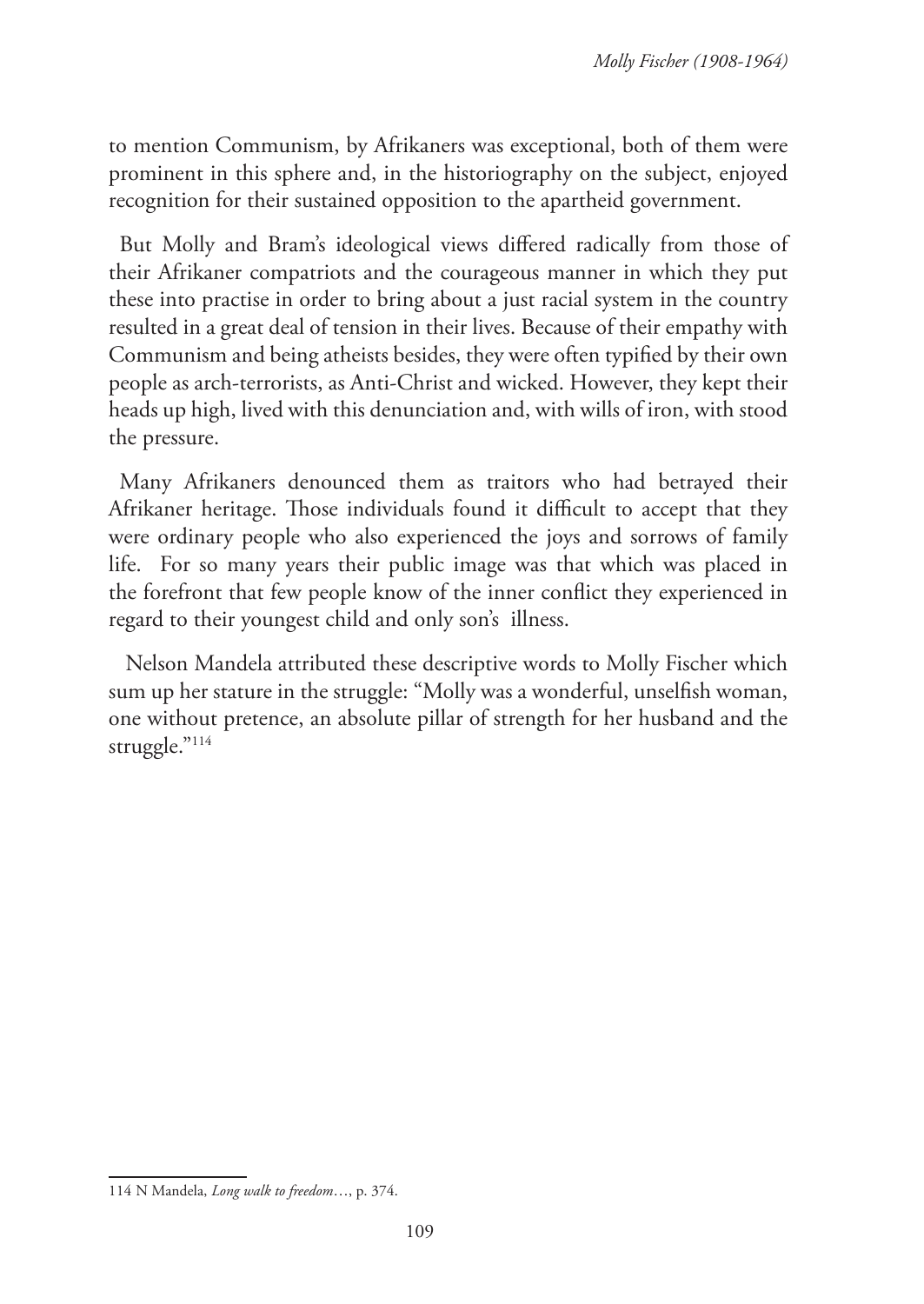to mention Communism, by Afrikaners was exceptional, both of them were prominent in this sphere and, in the historiography on the subject, enjoyed recognition for their sustained opposition to the apartheid government.

But Molly and Bram's ideological views differed radically from those of their Afrikaner compatriots and the courageous manner in which they put these into practise in order to bring about a just racial system in the country resulted in a great deal of tension in their lives. Because of their empathy with Communism and being atheists besides, they were often typified by their own people as arch-terrorists, as Anti-Christ and wicked. However, they kept their heads up high, lived with this denunciation and, with wills of iron, with stood the pressure.

Many Afrikaners denounced them as traitors who had betrayed their Afrikaner heritage. Those individuals found it difficult to accept that they were ordinary people who also experienced the joys and sorrows of family life. For so many years their public image was that which was placed in the forefront that few people know of the inner conflict they experienced in regard to their youngest child and only son's illness.

Nelson Mandela attributed these descriptive words to Molly Fischer which sum up her stature in the struggle: "Molly was a wonderful, unselfish woman, one without pretence, an absolute pillar of strength for her husband and the struggle."[114]

---

114 N Mandela, *Long walk to freedom*…, p. 374.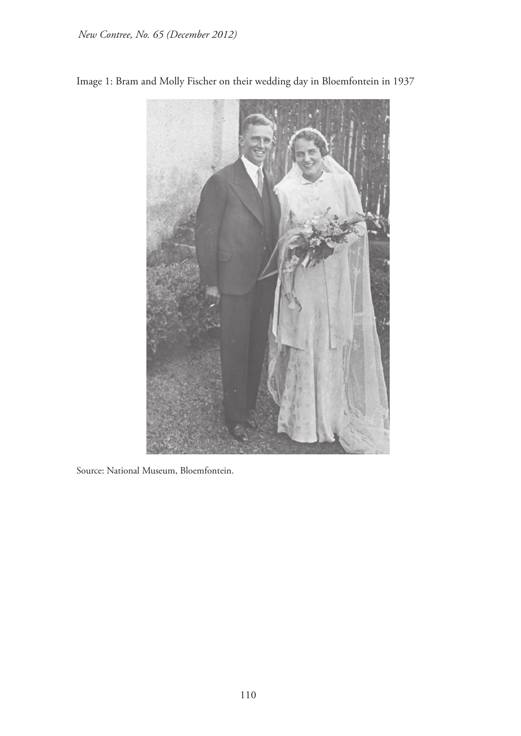Image 1: Bram and Molly Fischer on their wedding day in Bloemfontein in 1937

Source: National Museum, Bloemfontein.